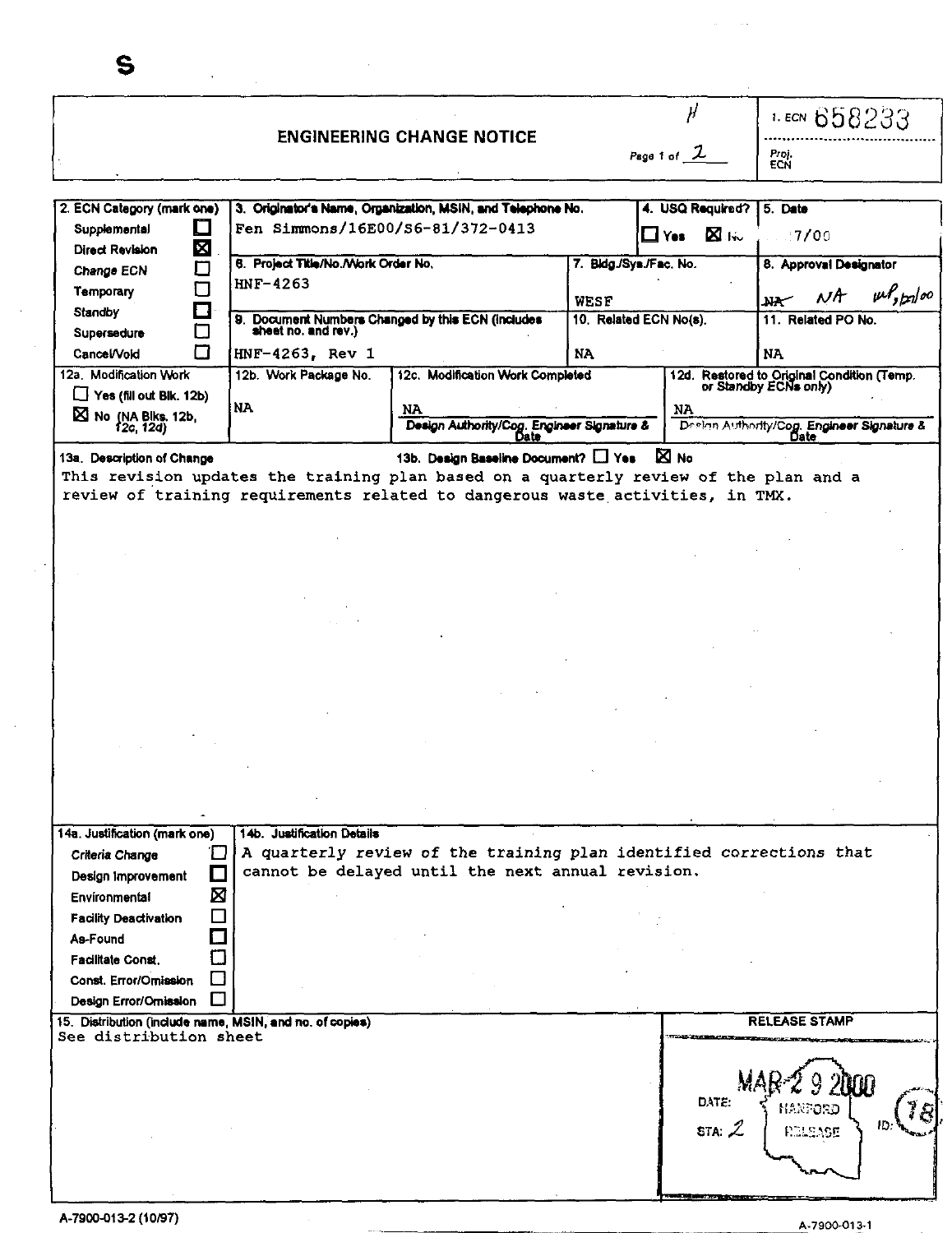S

# ENGINEERING CHANGE NOTICE

Page 1 of 2

1. ECN 658233

Proj. ECN

| 2. ECN Category (mark one) | 3. Originator's Name, Organization, MSIN, and Telephone No. | 4. USQ Required? | 5. Date |
|---|---|---|---|
| Supplemental ☐ | Fen Simmons/16E00/S6-81/372-0413 | ☐ Yes ☒ No | 7/00 |
| Direct Revision ☒ | 6. Project Title/No./Work Order No. | 7. Bldg./Sys./Fac. No. | 8. Approval Designator |
| Change ECN ☐ | HNF-4263 | WESF | ~~NA~~ NA |
| Temporary ☐ | 9. Document Numbers Changed by this ECN (includes sheet no. and rev.) | 10. Related ECN No(s). | 11. Related PO No. |
| Standby ☐ | HNF-4263, Rev 1 | NA | NA |
| Supersedure ☐ | | | |
| Cancel/Void ☐ | | | |

| 12a. Modification Work | 12b. Work Package No. | 12c. Modification Work Completed | 12d. Restored to Original Condition (Temp. or Standby ECNs only) |
|---|---|---|---|
| ☐ Yes (fill out Blk. 12b) ☒ No (NA Blks. 12b, 12c, 12d) | NA | NA<br>Design Authority/Cog. Engineer Signature & Date | NA<br>Design Authority/Cog. Engineer Signature & Date |

**13a. Description of Change** 13b. Design Baseline Document? ☐ Yes ☒ No

This revision updates the training plan based on a quarterly review of the plan and a review of training requirements related to dangerous waste activities, in TMX.

**14a. Justification (mark one)**

- Criteria Change ☐
- Design Improvement ☐
- Environmental ☒
- Facility Deactivation ☐
- As-Found ☐
- Facilitate Const. ☐
- Const. Error/Omission ☐
- Design Error/Omission ☐

**14b. Justification Details**

A quarterly review of the training plan identified corrections that cannot be delayed until the next annual revision.

**15. Distribution (include name, MSIN, and no. of copies)**

See distribution sheet

RELEASE STAMP

DATE: MAR 2 9 2000

STA: 2

HANFORD RELEASE

ID: 78

A-7900-013-2 (10/97)

A-7900-013-1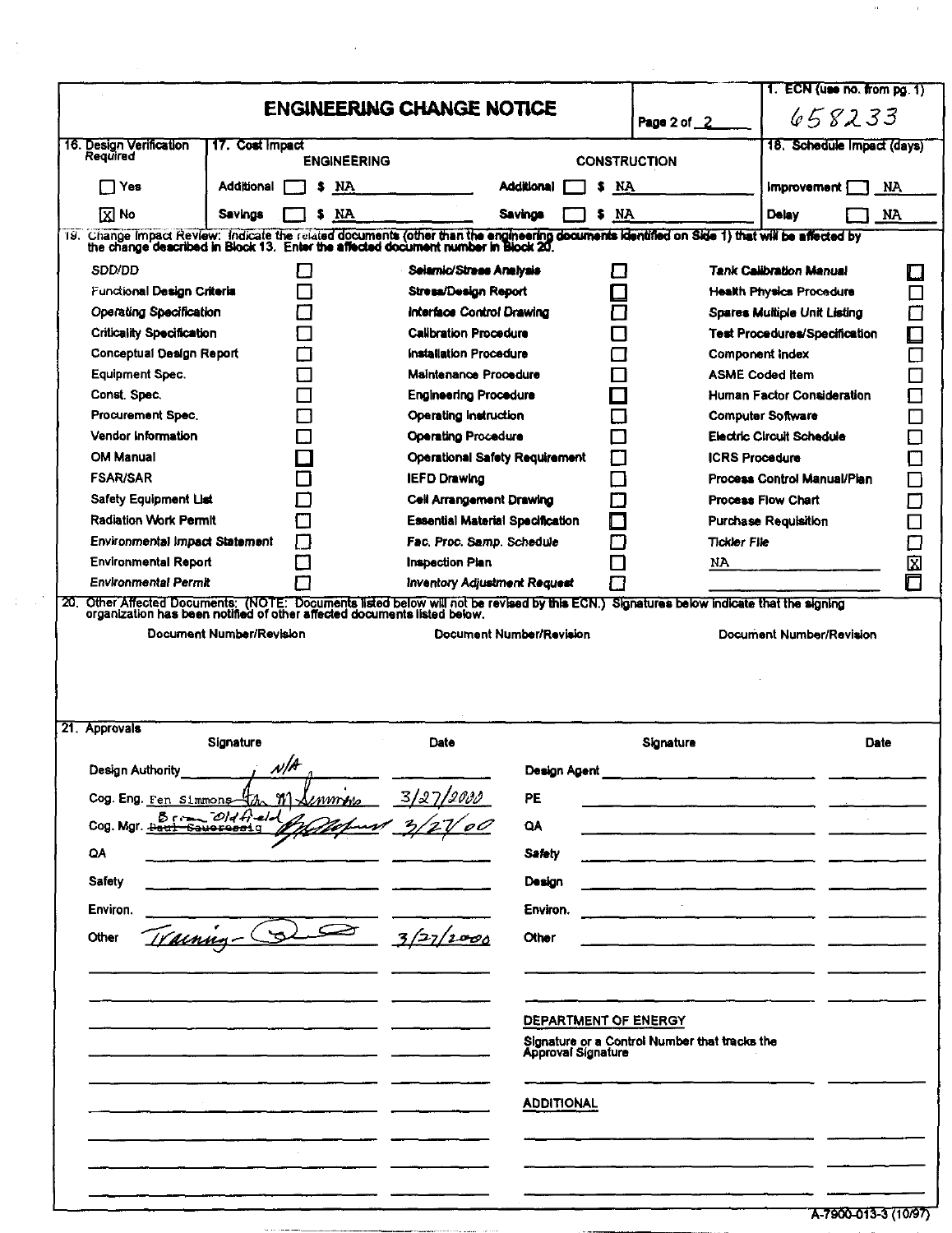# ENGINEERING CHANGE NOTICE

Page 2 of 2

1. ECN (use no. from pg. 1): 658233

| 16. Design Verification Required | 17. Cost Impact | | | | 18. Schedule Impact (days) |
|---|---|---|---|---|---|
| | ENGINEERING | | CONSTRUCTION | | |
| [ ] Yes | Additional [ ] | $ NA | Additional [ ] | $ NA | Improvement [ ] NA |
| [X] No | Savings [ ] | $ NA | Savings [ ] | $ NA | Delay [ ] NA |

19. Change Impact Review: Indicate the related documents (other than the engineering documents identified on Side 1) that will be affected by the change described in Block 13. Enter the affected document number in Block 20.

| | | | | | |
|---|---|---|---|---|---|
| SDD/DD | [ ] | Seismic/Stress Analysis | [ ] | Tank Calibration Manual | [ ] |
| Functional Design Criteria | [ ] | Stress/Design Report | [ ] | Health Physics Procedure | [ ] |
| Operating Specification | [ ] | Interface Control Drawing | [ ] | Spares Multiple Unit Listing | [ ] |
| Criticality Specification | [ ] | Calibration Procedure | [ ] | Test Procedures/Specification | [ ] |
| Conceptual Design Report | [ ] | Installation Procedure | [ ] | Component Index | [ ] |
| Equipment Spec. | [ ] | Maintenance Procedure | [ ] | ASME Coded Item | [ ] |
| Const. Spec. | [ ] | Engineering Procedure | [ ] | Human Factor Consideration | [ ] |
| Procurement Spec. | [ ] | Operating Instruction | [ ] | Computer Software | [ ] |
| Vendor Information | [ ] | Operating Procedure | [ ] | Electric Circuit Schedule | [ ] |
| OM Manual | [ ] | Operational Safety Requirement | [ ] | ICRS Procedure | [ ] |
| FSAR/SAR | [ ] | IEFD Drawing | [ ] | Process Control Manual/Plan | [ ] |
| Safety Equipment List | [ ] | Cell Arrangement Drawing | [ ] | Process Flow Chart | [ ] |
| Radiation Work Permit | [ ] | Essential Material Specification | [ ] | Purchase Requisition | [ ] |
| Environmental Impact Statement | [ ] | Fac. Proc. Samp. Schedule | [ ] | Tickler File | [ ] |
| Environmental Report | [ ] | Inspection Plan | [ ] | NA | [X] |
| Environmental Permit | [ ] | Inventory Adjustment Request | [ ] | | [ ] |

20. Other Affected Documents: (NOTE: Documents listed below will not be revised by this ECN.) Signatures below indicate that the signing organization has been notified of other affected documents listed below.

| Document Number/Revision | Document Number/Revision | Document Number/Revision |
|---|---|---|
| | | |

21. Approvals

| | Signature | Date | | Signature | Date |
|---|---|---|---|---|---|
| Design Authority | N/A | | Design Agent | | |
| Cog. Eng. | Fen Simmons *(signature)* | 3/27/2000 | PE | | |
| Cog. Mgr. | ~~Paul Sauersesig~~ Brian Oldfield *(signature)* | 3/27/00 | QA | | |
| QA | | | Safety | | |
| Safety | | | Design | | |
| Environ. | | | Environ. | | |
| Other | Training - *(signature)* | 3/27/2000 | Other | | |

DEPARTMENT OF ENERGY

Signature or a Control Number that tracks the Approval Signature

ADDITIONAL

A-7900-013-3 (10/97)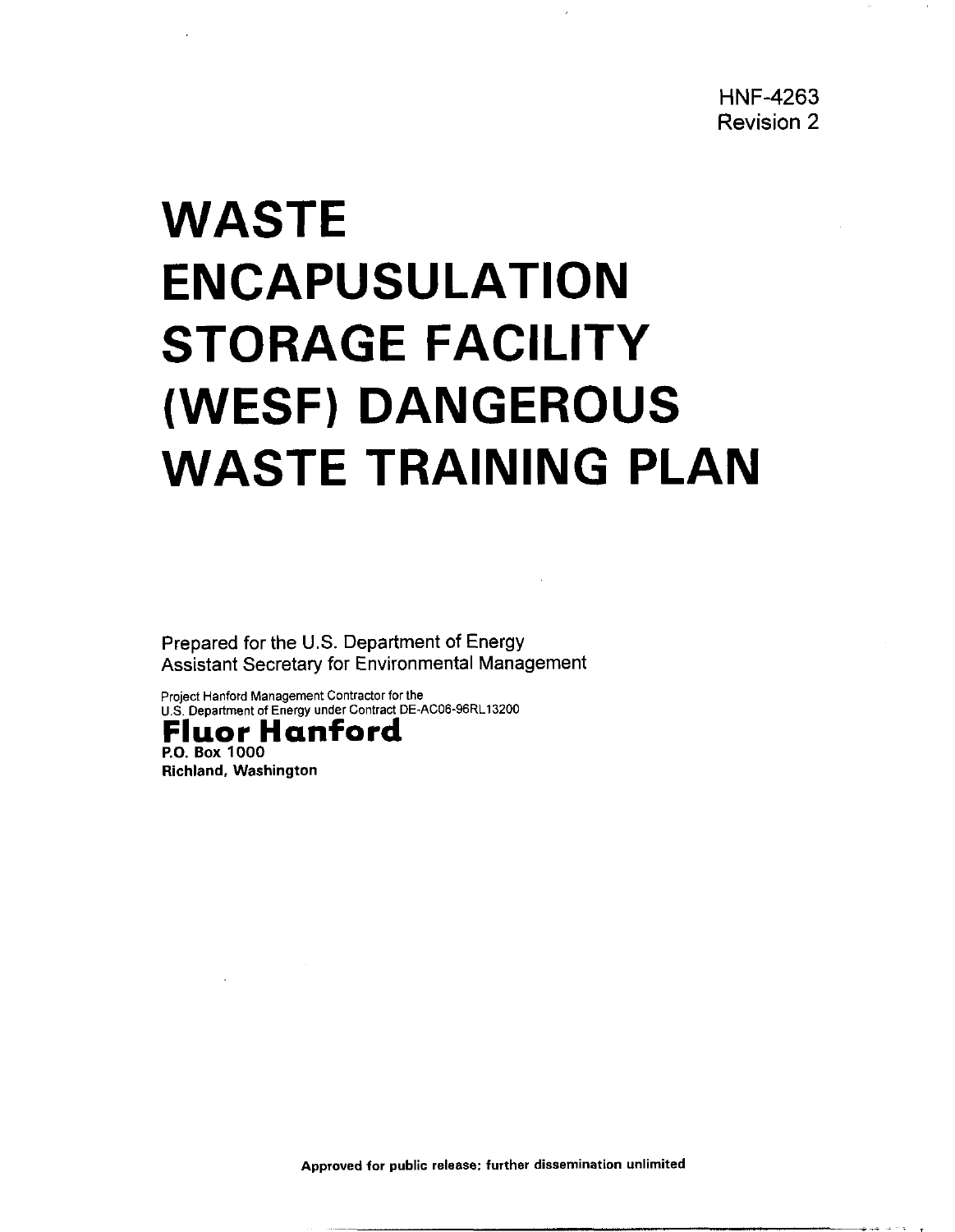HNF-4263
Revision 2

# WASTE ENCAPUSULATION STORAGE FACILITY (WESF) DANGEROUS WASTE TRAINING PLAN

Prepared for the U.S. Department of Energy
Assistant Secretary for Environmental Management

Project Hanford Management Contractor for the
U.S. Department of Energy under Contract DE-AC06-96RL13200

**Fluor Hanford**
**P.O. Box 1000**
**Richland, Washington**

**Approved for public release; further dissemination unlimited**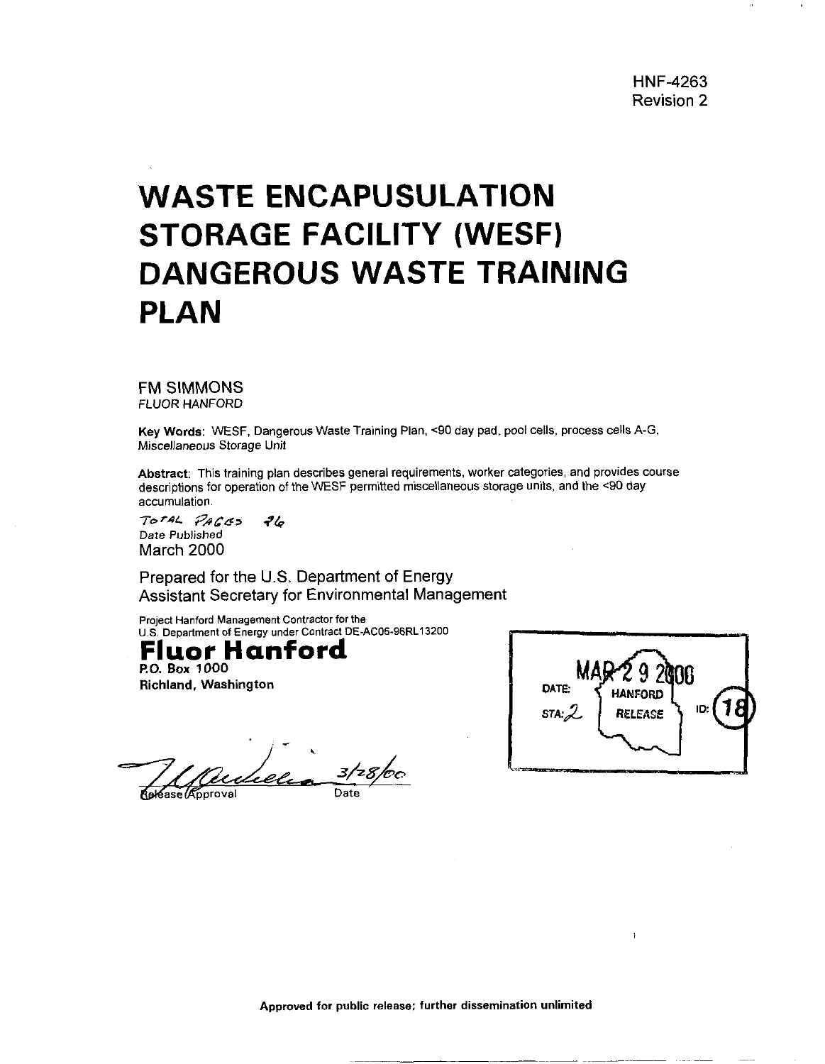HNF-4263
Revision 2

# WASTE ENCAPUSULATION STORAGE FACILITY (WESF) DANGEROUS WASTE TRAINING PLAN

FM SIMMONS
*FLUOR HANFORD*

**Key Words**: WESF, Dangerous Waste Training Plan, <90 day pad, pool cells, process cells A-G, Miscellaneous Storage Unit

**Abstract**: This training plan describes general requirements, worker categories, and provides course descriptions for operation of the WESF permitted miscellaneous storage units, and the <90 day accumulation.

TOTAL PAGES 26
Date Published
March 2000

Prepared for the U.S. Department of Energy
Assistant Secretary for Environmental Management

Project Hanford Management Contractor for the
U.S. Department of Energy under Contract DE-AC06-96RL13200

**Fluor Hanford**
**P.O. Box 1000**
**Richland, Washington**

DATE: MAR 29 2000
STA: 2
HANFORD RELEASE
ID: 18

Release Approval 3/28/00
Date

**Approved for public release; further dissemination unlimited**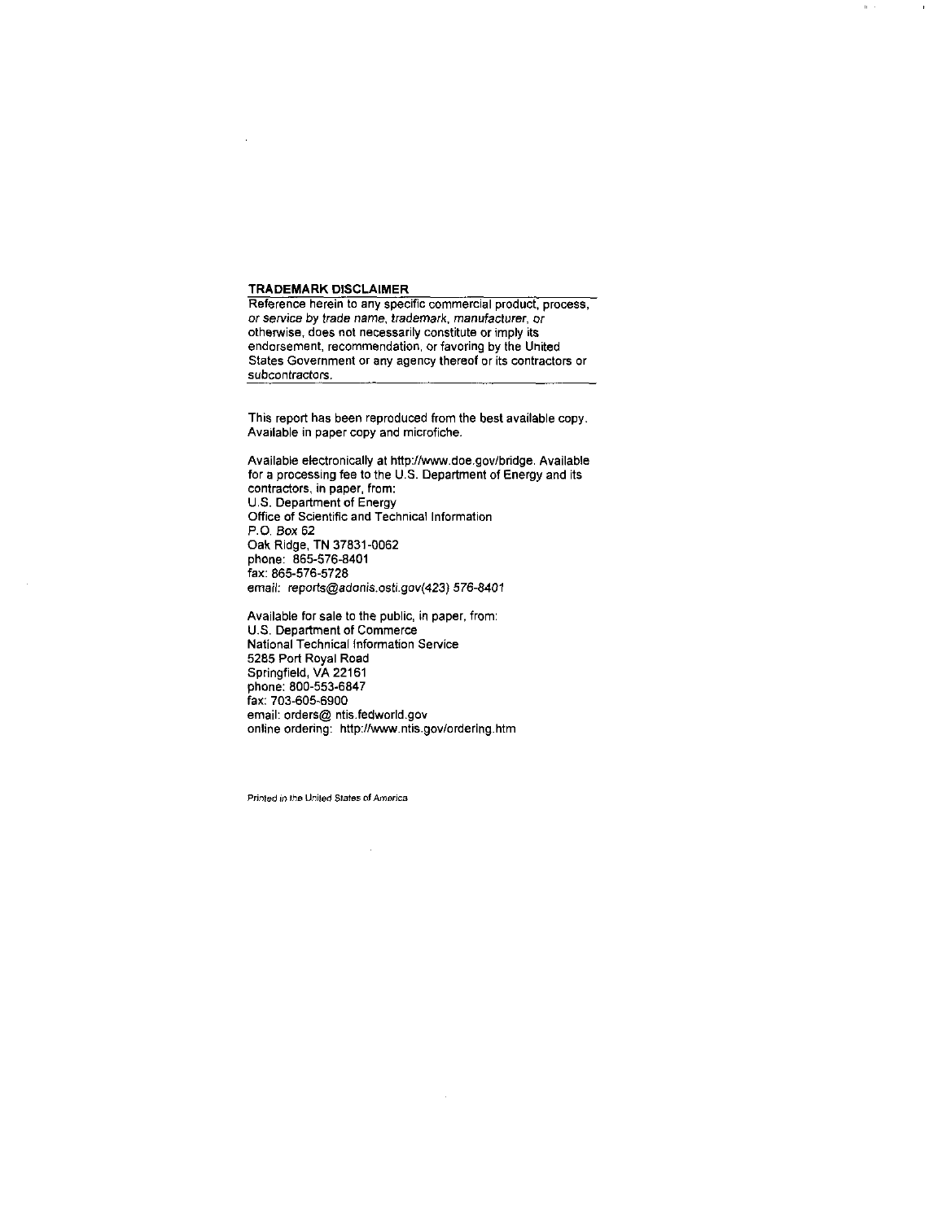**TRADEMARK DISCLAIMER**

Reference herein to any specific commercial product, process, or service by trade name, trademark, manufacturer, or otherwise, does not necessarily constitute or imply its endorsement, recommendation, or favoring by the United States Government or any agency thereof or its contractors or subcontractors.

This report has been reproduced from the best available copy. Available in paper copy and microfiche.

Available electronically at http://www.doe.gov/bridge. Available for a processing fee to the U.S. Department of Energy and its contractors, in paper, from:
U.S. Department of Energy
Office of Scientific and Technical Information
P.O. Box 62
Oak Ridge, TN 37831-0062
phone: 865-576-8401
fax: 865-576-5728
email: reports@adonis.osti.gov(423) 576-8401

Available for sale to the public, in paper, from:
U.S. Department of Commerce
National Technical Information Service
5285 Port Royal Road
Springfield, VA 22161
phone: 800-553-6847
fax: 703-605-6900
email: orders@ ntis.fedworld.gov
online ordering: http://www.ntis.gov/ordering.htm

Printed in the United States of America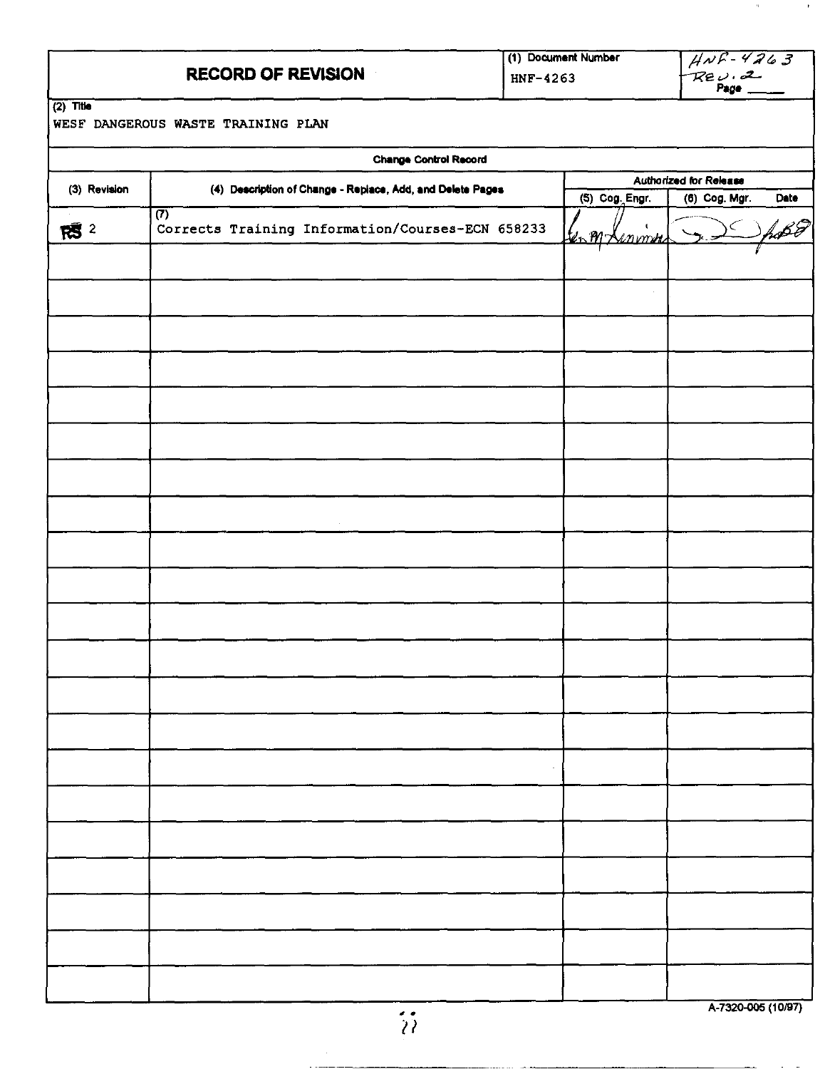# RECORD OF REVISION

(1) Document Number: HNF-4263

HNF-4263 Rev. 2

Page ____

(2) Title

WESF DANGEROUS WASTE TRAINING PLAN

**Change Control Record**

| (3) Revision | (4) Description of Change - Replace, Add, and Delete Pages | Authorized for Release | |
|---|---|---|---|
| | | (5) Cog. Engr. | (6) Cog. Mgr. Date |
| RS 2 | (7) Corrects Training Information/Courses-ECN 658233 | [signature] | [signature] |
| | | | |
| | | | |
| | | | |
| | | | |
| | | | |
| | | | |
| | | | |
| | | | |
| | | | |
| | | | |
| | | | |
| | | | |
| | | | |
| | | | |
| | | | |
| | | | |
| | | | |
| | | | |
| | | | |
| | | | |
| | | | |

A-7320-005 (10/97)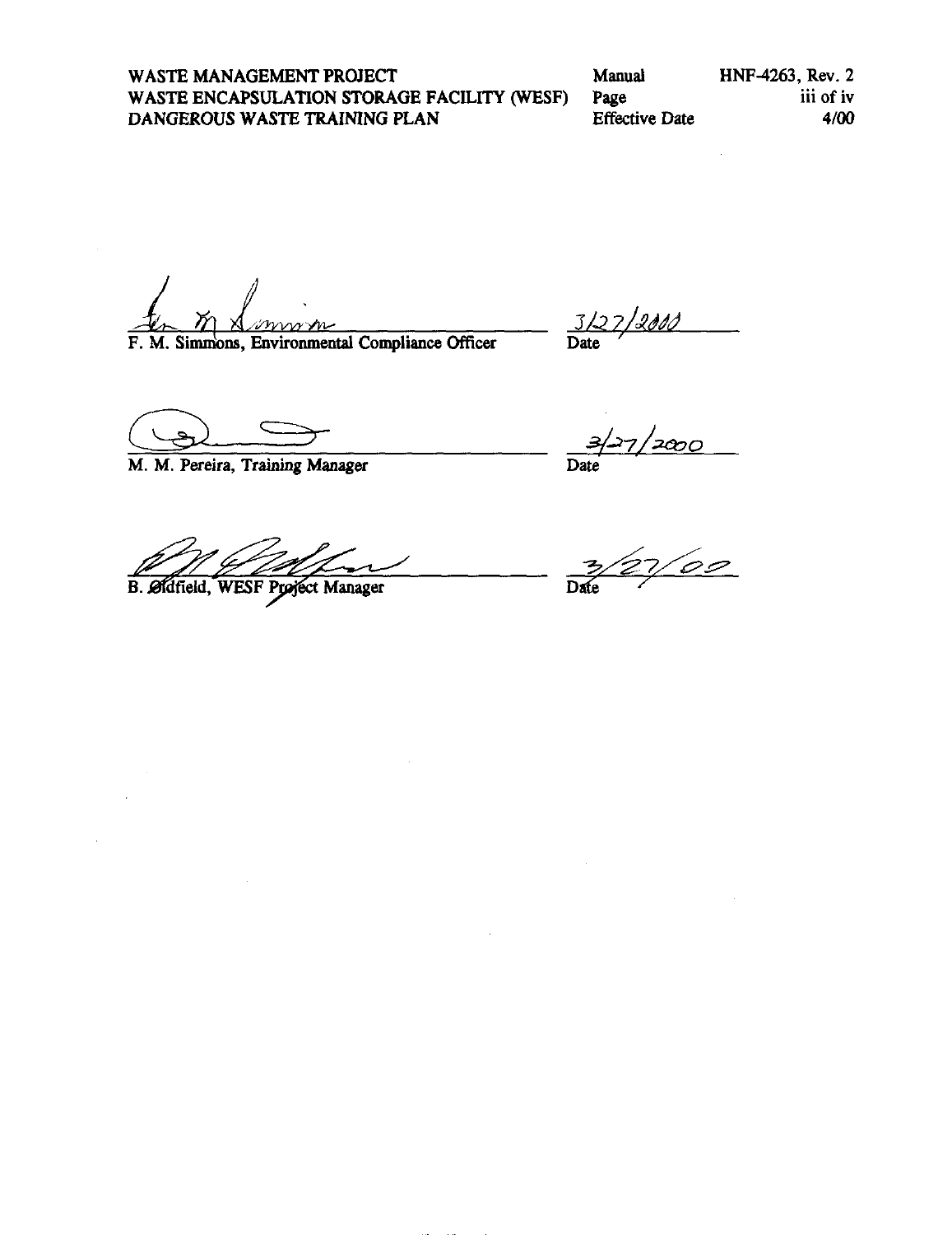F. M. Simmons, Environmental Compliance Officer — Date: 3/27/2000

M. M. Pereira, Training Manager — Date: 3/27/2000

B. Oldfield, WESF Project Manager — Date: 3/27/00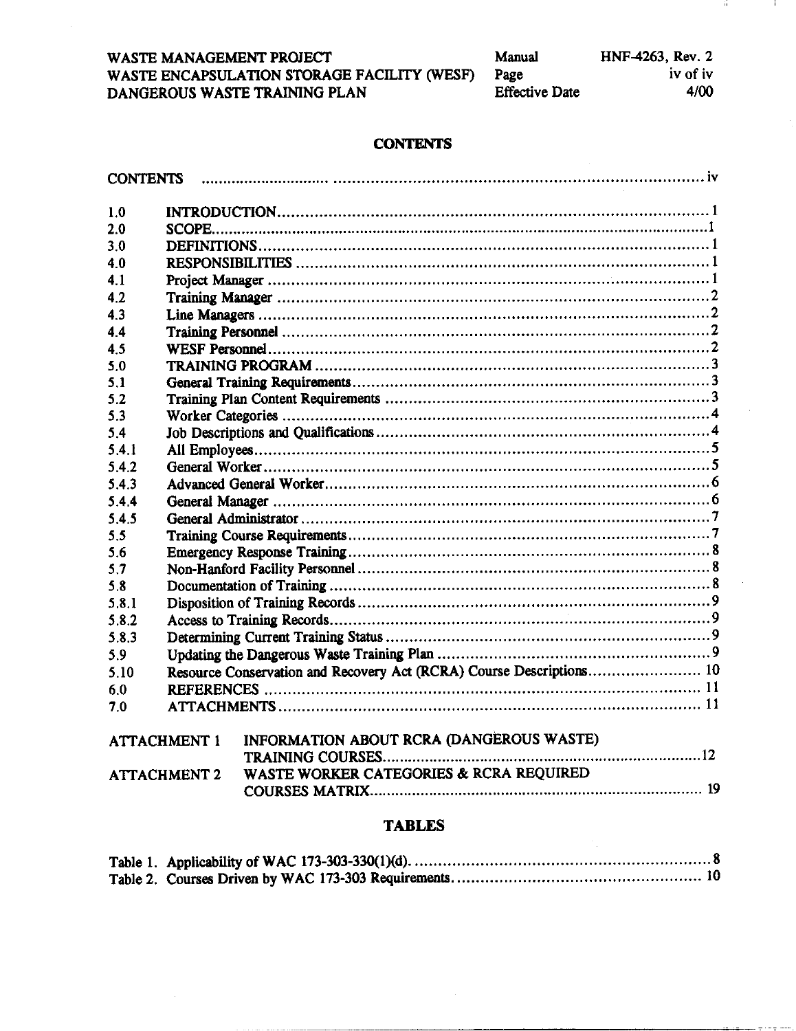## CONTENTS

| | | |
|---|---|---|
| CONTENTS | | iv |
| 1.0 | INTRODUCTION | 1 |
| 2.0 | SCOPE | 1 |
| 3.0 | DEFINITIONS | 1 |
| 4.0 | RESPONSIBILITIES | 1 |
| 4.1 | Project Manager | 1 |
| 4.2 | Training Manager | 2 |
| 4.3 | Line Managers | 2 |
| 4.4 | Training Personnel | 2 |
| 4.5 | WESF Personnel | 2 |
| 5.0 | TRAINING PROGRAM | 3 |
| 5.1 | General Training Requirements | 3 |
| 5.2 | Training Plan Content Requirements | 3 |
| 5.3 | Worker Categories | 4 |
| 5.4 | Job Descriptions and Qualifications | 4 |
| 5.4.1 | All Employees | 5 |
| 5.4.2 | General Worker | 5 |
| 5.4.3 | Advanced General Worker | 6 |
| 5.4.4 | General Manager | 6 |
| 5.4.5 | General Administrator | 7 |
| 5.5 | Training Course Requirements | 7 |
| 5.6 | Emergency Response Training | 8 |
| 5.7 | Non-Hanford Facility Personnel | 8 |
| 5.8 | Documentation of Training | 8 |
| 5.8.1 | Disposition of Training Records | 9 |
| 5.8.2 | Access to Training Records | 9 |
| 5.8.3 | Determining Current Training Status | 9 |
| 5.9 | Updating the Dangerous Waste Training Plan | 9 |
| 5.10 | Resource Conservation and Recovery Act (RCRA) Course Descriptions | 10 |
| 6.0 | REFERENCES | 11 |
| 7.0 | ATTACHMENTS | 11 |

| | | |
|---|---|---|
| ATTACHMENT 1 | INFORMATION ABOUT RCRA (DANGEROUS WASTE) TRAINING COURSES | 12 |
| ATTACHMENT 2 | WASTE WORKER CATEGORIES & RCRA REQUIRED COURSES MATRIX | 19 |

## TABLES

| | |
|---|---|
| Table 1. Applicability of WAC 173-303-330(1)(d). | 8 |
| Table 2. Courses Driven by WAC 173-303 Requirements. | 10 |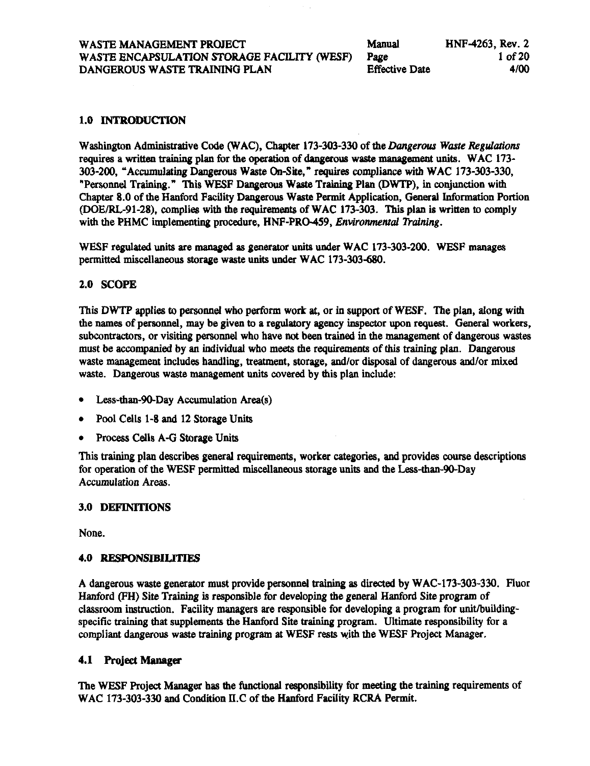## 1.0 INTRODUCTION

Washington Administrative Code (WAC), Chapter 173-303-330 of the *Dangerous Waste Regulations* requires a written training plan for the operation of dangerous waste management units. WAC 173-303-200, "Accumulating Dangerous Waste On-Site," requires compliance with WAC 173-303-330, "Personnel Training." This WESF Dangerous Waste Training Plan (DWTP), in conjunction with Chapter 8.0 of the Hanford Facility Dangerous Waste Permit Application, General Information Portion (DOE/RL-91-28), complies with the requirements of WAC 173-303. This plan is written to comply with the PHMC implementing procedure, HNF-PRO-459, *Environmental Training*.

WESF regulated units are managed as generator units under WAC 173-303-200. WESF manages permitted miscellaneous storage waste units under WAC 173-303-680.

## 2.0 SCOPE

This DWTP applies to personnel who perform work at, or in support of WESF. The plan, along with the names of personnel, may be given to a regulatory agency inspector upon request. General workers, subcontractors, or visiting personnel who have not been trained in the management of dangerous wastes must be accompanied by an individual who meets the requirements of this training plan. Dangerous waste management includes handling, treatment, storage, and/or disposal of dangerous and/or mixed waste. Dangerous waste management units covered by this plan include:

- Less-than-90-Day Accumulation Area(s)
- Pool Cells 1-8 and 12 Storage Units
- Process Cells A-G Storage Units

This training plan describes general requirements, worker categories, and provides course descriptions for operation of the WESF permitted miscellaneous storage units and the Less-than-90-Day Accumulation Areas.

## 3.0 DEFINITIONS

None.

## 4.0 RESPONSIBILITIES

A dangerous waste generator must provide personnel training as directed by WAC-173-303-330. Fluor Hanford (FH) Site Training is responsible for developing the general Hanford Site program of classroom instruction. Facility managers are responsible for developing a program for unit/building-specific training that supplements the Hanford Site training program. Ultimate responsibility for a compliant dangerous waste training program at WESF rests with the WESF Project Manager.

### 4.1 Project Manager

The WESF Project Manager has the functional responsibility for meeting the training requirements of WAC 173-303-330 and Condition II.C of the Hanford Facility RCRA Permit.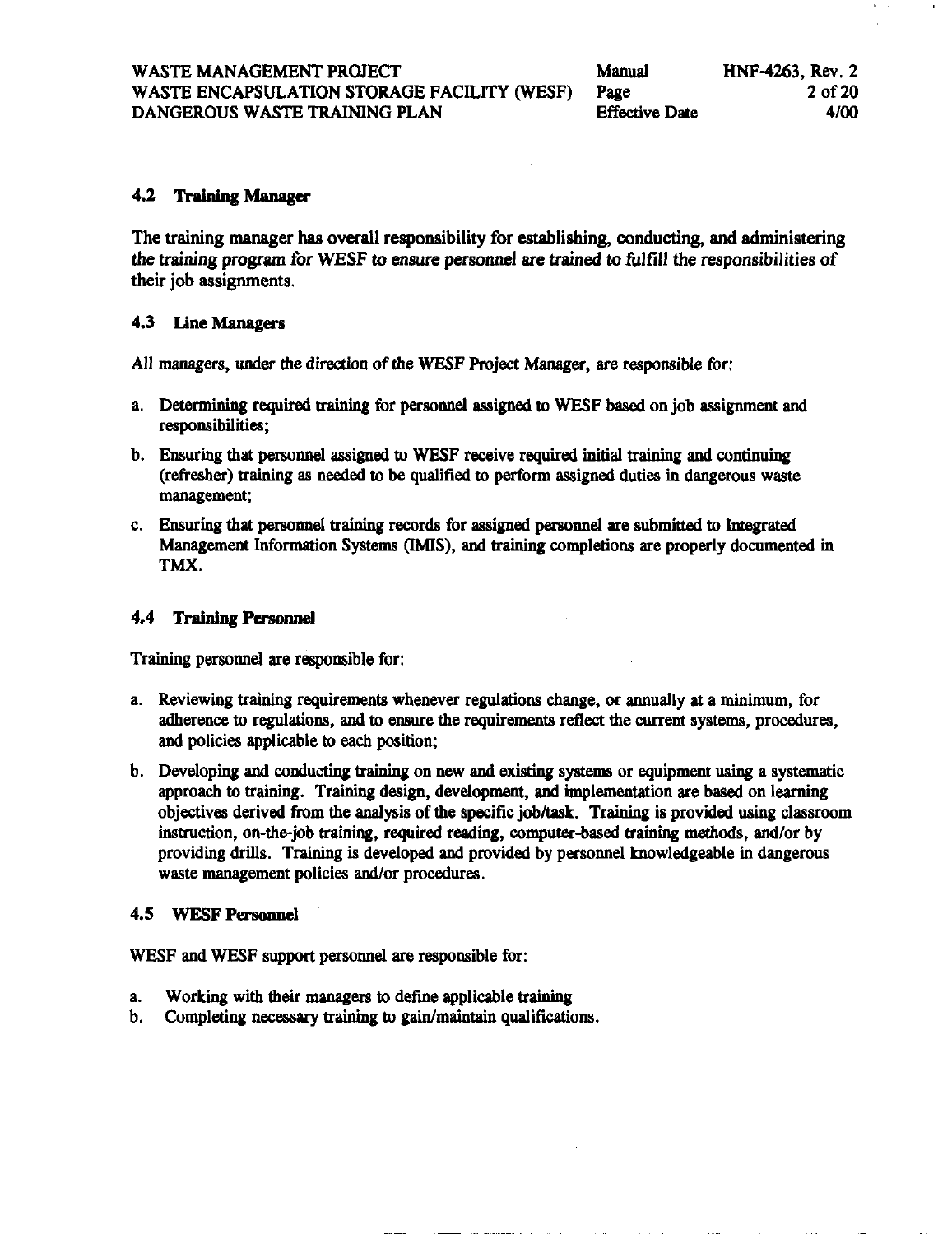### 4.2 Training Manager

The training manager has overall responsibility for establishing, conducting, and administering the training program for WESF to ensure personnel are trained to fulfill the responsibilities of their job assignments.

### 4.3 Line Managers

All managers, under the direction of the WESF Project Manager, are responsible for:

a. Determining required training for personnel assigned to WESF based on job assignment and responsibilities;

b. Ensuring that personnel assigned to WESF receive required initial training and continuing (refresher) training as needed to be qualified to perform assigned duties in dangerous waste management;

c. Ensuring that personnel training records for assigned personnel are submitted to Integrated Management Information Systems (IMIS), and training completions are properly documented in TMX.

### 4.4 Training Personnel

Training personnel are responsible for:

a. Reviewing training requirements whenever regulations change, or annually at a minimum, for adherence to regulations, and to ensure the requirements reflect the current systems, procedures, and policies applicable to each position;

b. Developing and conducting training on new and existing systems or equipment using a systematic approach to training. Training design, development, and implementation are based on learning objectives derived from the analysis of the specific job/task. Training is provided using classroom instruction, on-the-job training, required reading, computer-based training methods, and/or by providing drills. Training is developed and provided by personnel knowledgeable in dangerous waste management policies and/or procedures.

### 4.5 WESF Personnel

WESF and WESF support personnel are responsible for:

a. Working with their managers to define applicable training
b. Completing necessary training to gain/maintain qualifications.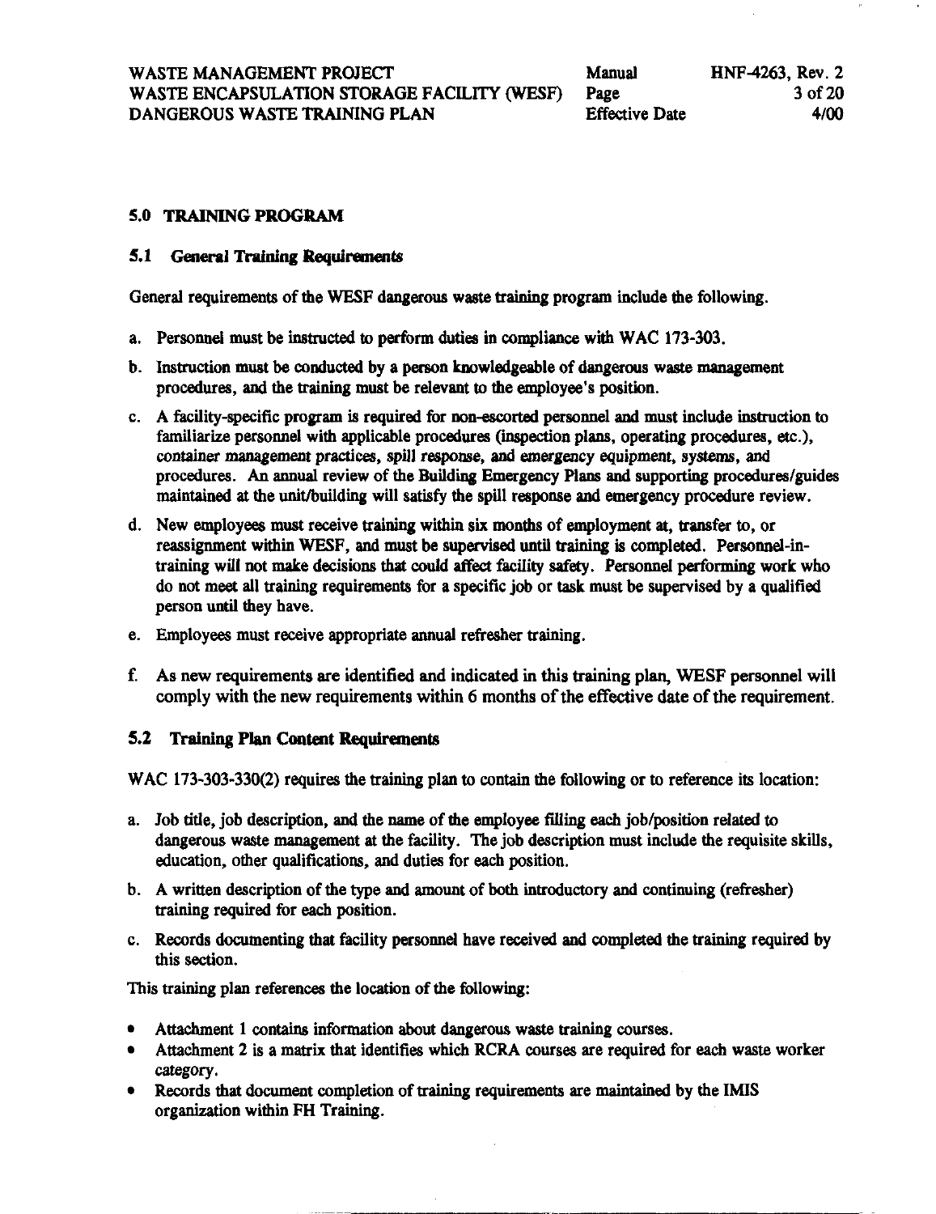## 5.0 TRAINING PROGRAM

### 5.1 General Training Requirements

General requirements of the WESF dangerous waste training program include the following.

a. Personnel must be instructed to perform duties in compliance with WAC 173-303.

b. Instruction must be conducted by a person knowledgeable of dangerous waste management procedures, and the training must be relevant to the employee's position.

c. A facility-specific program is required for non-escorted personnel and must include instruction to familiarize personnel with applicable procedures (inspection plans, operating procedures, etc.), container management practices, spill response, and emergency equipment, systems, and procedures. An annual review of the Building Emergency Plans and supporting procedures/guides maintained at the unit/building will satisfy the spill response and emergency procedure review.

d. New employees must receive training within six months of employment at, transfer to, or reassignment within WESF, and must be supervised until training is completed. Personnel-in-training will not make decisions that could affect facility safety. Personnel performing work who do not meet all training requirements for a specific job or task must be supervised by a qualified person until they have.

e. Employees must receive appropriate annual refresher training.

f. As new requirements are identified and indicated in this training plan, WESF personnel will comply with the new requirements within 6 months of the effective date of the requirement.

### 5.2 Training Plan Content Requirements

WAC 173-303-330(2) requires the training plan to contain the following or to reference its location:

a. Job title, job description, and the name of the employee filling each job/position related to dangerous waste management at the facility. The job description must include the requisite skills, education, other qualifications, and duties for each position.

b. A written description of the type and amount of both introductory and continuing (refresher) training required for each position.

c. Records documenting that facility personnel have received and completed the training required by this section.

This training plan references the location of the following:

- Attachment 1 contains information about dangerous waste training courses.
- Attachment 2 is a matrix that identifies which RCRA courses are required for each waste worker category.
- Records that document completion of training requirements are maintained by the IMIS organization within FH Training.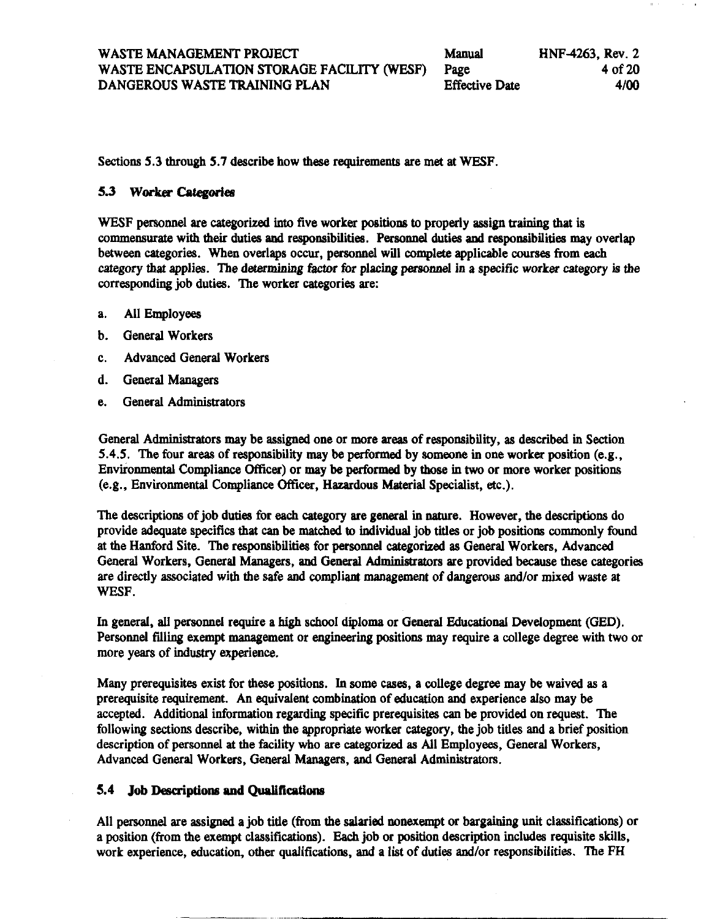Sections 5.3 through 5.7 describe how these requirements are met at WESF.

## 5.3 Worker Categories

WESF personnel are categorized into five worker positions to properly assign training that is commensurate with their duties and responsibilities. Personnel duties and responsibilities may overlap between categories. When overlaps occur, personnel will complete applicable courses from each category that applies. The determining factor for placing personnel in a specific worker category is the corresponding job duties. The worker categories are:

a. All Employees

b. General Workers

c. Advanced General Workers

d. General Managers

e. General Administrators

General Administrators may be assigned one or more areas of responsibility, as described in Section 5.4.5. The four areas of responsibility may be performed by someone in one worker position (e.g., Environmental Compliance Officer) or may be performed by those in two or more worker positions (e.g., Environmental Compliance Officer, Hazardous Material Specialist, etc.).

The descriptions of job duties for each category are general in nature. However, the descriptions do provide adequate specifics that can be matched to individual job titles or job positions commonly found at the Hanford Site. The responsibilities for personnel categorized as General Workers, Advanced General Workers, General Managers, and General Administrators are provided because these categories are directly associated with the safe and compliant management of dangerous and/or mixed waste at WESF.

In general, all personnel require a high school diploma or General Educational Development (GED). Personnel filling exempt management or engineering positions may require a college degree with two or more years of industry experience.

Many prerequisites exist for these positions. In some cases, a college degree may be waived as a prerequisite requirement. An equivalent combination of education and experience also may be accepted. Additional information regarding specific prerequisites can be provided on request. The following sections describe, within the appropriate worker category, the job titles and a brief position description of personnel at the facility who are categorized as All Employees, General Workers, Advanced General Workers, General Managers, and General Administrators.

## 5.4 Job Descriptions and Qualifications

All personnel are assigned a job title (from the salaried nonexempt or bargaining unit classifications) or a position (from the exempt classifications). Each job or position description includes requisite skills, work experience, education, other qualifications, and a list of duties and/or responsibilities. The FH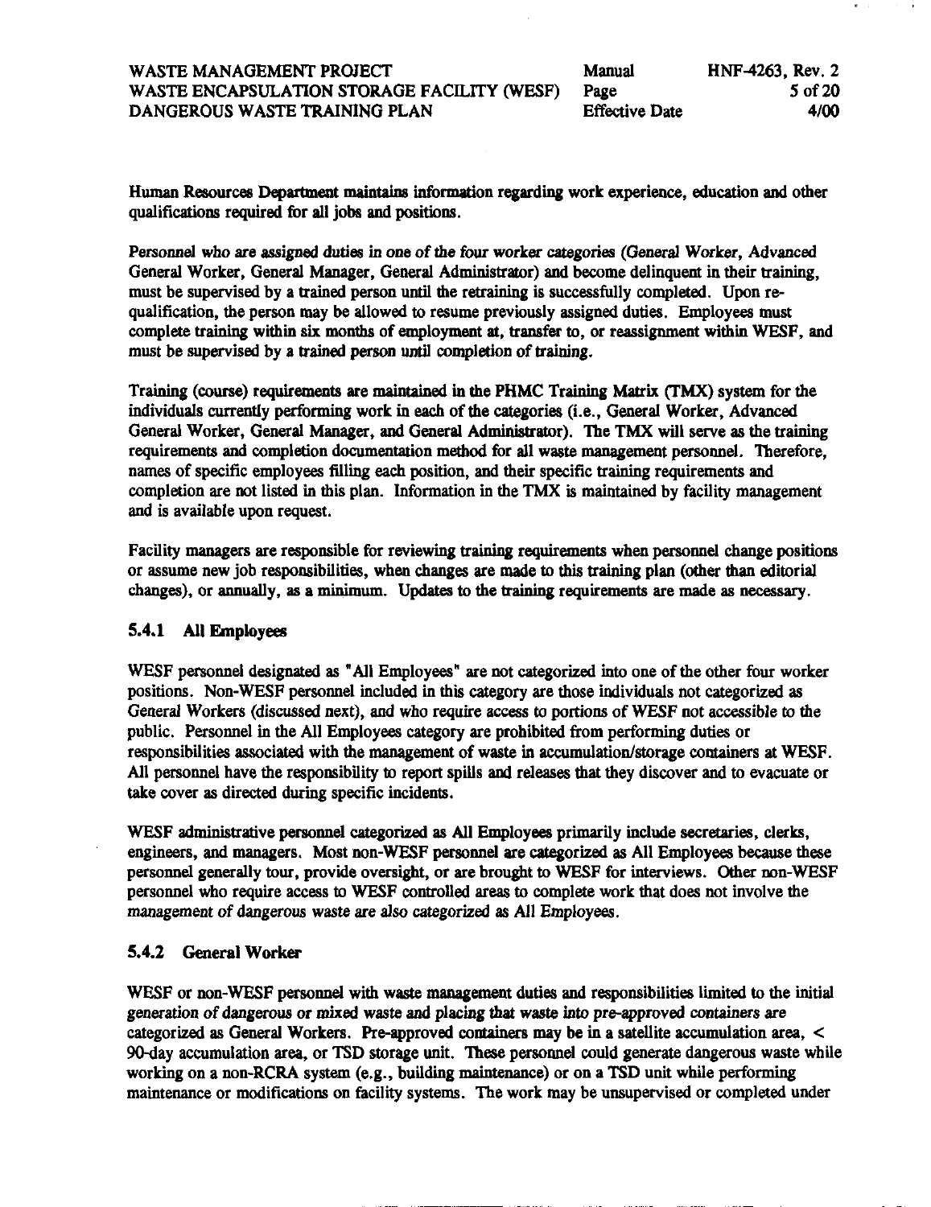Human Resources Department maintains information regarding work experience, education and other qualifications required for all jobs and positions.

Personnel who are assigned duties in one of the four worker categories (General Worker, Advanced General Worker, General Manager, General Administrator) and become delinquent in their training, must be supervised by a trained person until the retraining is successfully completed. Upon re-qualification, the person may be allowed to resume previously assigned duties. Employees must complete training within six months of employment at, transfer to, or reassignment within WESF, and must be supervised by a trained person until completion of training.

Training (course) requirements are maintained in the PHMC Training Matrix (TMX) system for the individuals currently performing work in each of the categories (i.e., General Worker, Advanced General Worker, General Manager, and General Administrator). The TMX will serve as the training requirements and completion documentation method for all waste management personnel. Therefore, names of specific employees filling each position, and their specific training requirements and completion are not listed in this plan. Information in the TMX is maintained by facility management and is available upon request.

Facility managers are responsible for reviewing training requirements when personnel change positions or assume new job responsibilities, when changes are made to this training plan (other than editorial changes), or annually, as a minimum. Updates to the training requirements are made as necessary.

### 5.4.1 All Employees

WESF personnel designated as "All Employees" are not categorized into one of the other four worker positions. Non-WESF personnel included in this category are those individuals not categorized as General Workers (discussed next), and who require access to portions of WESF not accessible to the public. Personnel in the All Employees category are prohibited from performing duties or responsibilities associated with the management of waste in accumulation/storage containers at WESF. All personnel have the responsibility to report spills and releases that they discover and to evacuate or take cover as directed during specific incidents.

WESF administrative personnel categorized as All Employees primarily include secretaries, clerks, engineers, and managers. Most non-WESF personnel are categorized as All Employees because these personnel generally tour, provide oversight, or are brought to WESF for interviews. Other non-WESF personnel who require access to WESF controlled areas to complete work that does not involve the management of dangerous waste are also categorized as All Employees.

### 5.4.2 General Worker

WESF or non-WESF personnel with waste management duties and responsibilities limited to the initial generation of dangerous or mixed waste and placing that waste into pre-approved containers are categorized as General Workers. Pre-approved containers may be in a satellite accumulation area, < 90-day accumulation area, or TSD storage unit. These personnel could generate dangerous waste while working on a non-RCRA system (e.g., building maintenance) or on a TSD unit while performing maintenance or modifications on facility systems. The work may be unsupervised or completed under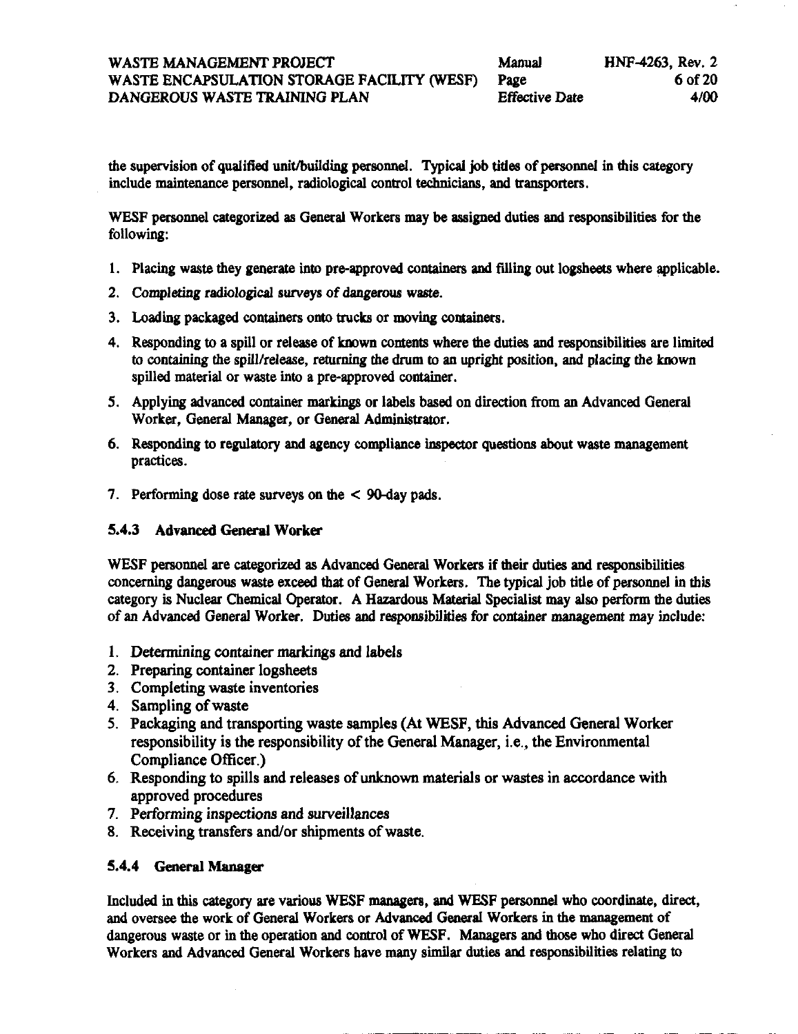the supervision of qualified unit/building personnel. Typical job titles of personnel in this category include maintenance personnel, radiological control technicians, and transporters.

WESF personnel categorized as General Workers may be assigned duties and responsibilities for the following:

1. Placing waste they generate into pre-approved containers and filling out logsheets where applicable.
2. Completing radiological surveys of dangerous waste.
3. Loading packaged containers onto trucks or moving containers.
4. Responding to a spill or release of known contents where the duties and responsibilities are limited to containing the spill/release, returning the drum to an upright position, and placing the known spilled material or waste into a pre-approved container.
5. Applying advanced container markings or labels based on direction from an Advanced General Worker, General Manager, or General Administrator.
6. Responding to regulatory and agency compliance inspector questions about waste management practices.
7. Performing dose rate surveys on the < 90-day pads.

### 5.4.3 Advanced General Worker

WESF personnel are categorized as Advanced General Workers if their duties and responsibilities concerning dangerous waste exceed that of General Workers. The typical job title of personnel in this category is Nuclear Chemical Operator. A Hazardous Material Specialist may also perform the duties of an Advanced General Worker. Duties and responsibilities for container management may include:

1. Determining container markings and labels
2. Preparing container logsheets
3. Completing waste inventories
4. Sampling of waste
5. Packaging and transporting waste samples (At WESF, this Advanced General Worker responsibility is the responsibility of the General Manager, i.e., the Environmental Compliance Officer.)
6. Responding to spills and releases of unknown materials or wastes in accordance with approved procedures
7. Performing inspections and surveillances
8. Receiving transfers and/or shipments of waste.

### 5.4.4 General Manager

Included in this category are various WESF managers, and WESF personnel who coordinate, direct, and oversee the work of General Workers or Advanced General Workers in the management of dangerous waste or in the operation and control of WESF. Managers and those who direct General Workers and Advanced General Workers have many similar duties and responsibilities relating to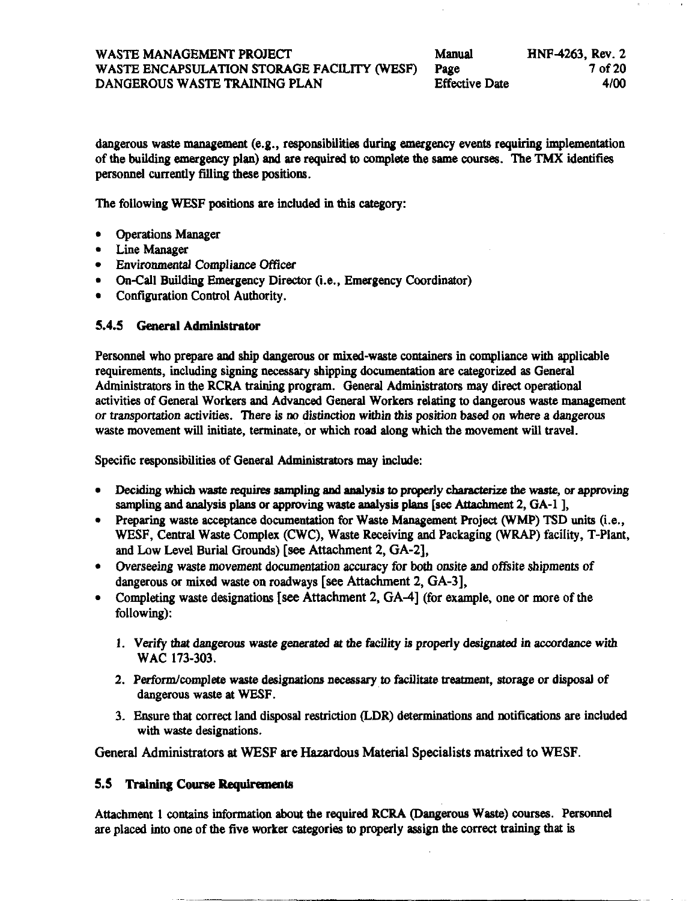dangerous waste management (e.g., responsibilities during emergency events requiring implementation of the building emergency plan) and are required to complete the same courses. The TMX identifies personnel currently filling these positions.

The following WESF positions are included in this category:

- Operations Manager
- Line Manager
- *Environmental Compliance Officer*
- On-Call Building Emergency Director (i.e., Emergency Coordinator)
- Configuration Control Authority.

### 5.4.5 General Administrator

Personnel who prepare and ship dangerous or mixed-waste containers in compliance with applicable requirements, including signing necessary shipping documentation are categorized as General Administrators in the RCRA training program. General Administrators may direct operational activities of General Workers and Advanced General Workers relating to dangerous waste management *or transportation activities. There is no distinction within this position based on where a dangerous waste movement will initiate, terminate, or which road along which the movement will travel.*

Specific responsibilities of General Administrators may include:

- Deciding which waste requires sampling and analysis to properly characterize the waste, or approving sampling and analysis plans or approving waste analysis plans [see Attachment 2, GA-1 ],
- Preparing waste acceptance documentation for Waste Management Project (WMP) TSD units (i.e., WESF, Central Waste Complex (CWC), Waste Receiving and Packaging (WRAP) facility, T-Plant, and Low Level Burial Grounds) [see Attachment 2, GA-2],
- Overseeing waste movement documentation accuracy for both onsite and offsite shipments of dangerous or mixed waste on roadways [see Attachment 2, GA-3],
- Completing waste designations [see Attachment 2, GA-4] (for example, one or more of the following):

  1. *Verify that dangerous waste generated at the facility is properly designated in accordance with* WAC 173-303.
  2. Perform/complete waste designations necessary to facilitate treatment, storage or disposal of dangerous waste at WESF.
  3. Ensure that correct land disposal restriction (LDR) determinations and notifications are included with waste designations.

General Administrators at WESF are Hazardous Material Specialists matrixed to WESF.

## 5.5 Training Course Requirements

Attachment 1 contains information about the required RCRA (Dangerous Waste) courses. Personnel are placed into one of the five worker categories to properly assign the correct training that is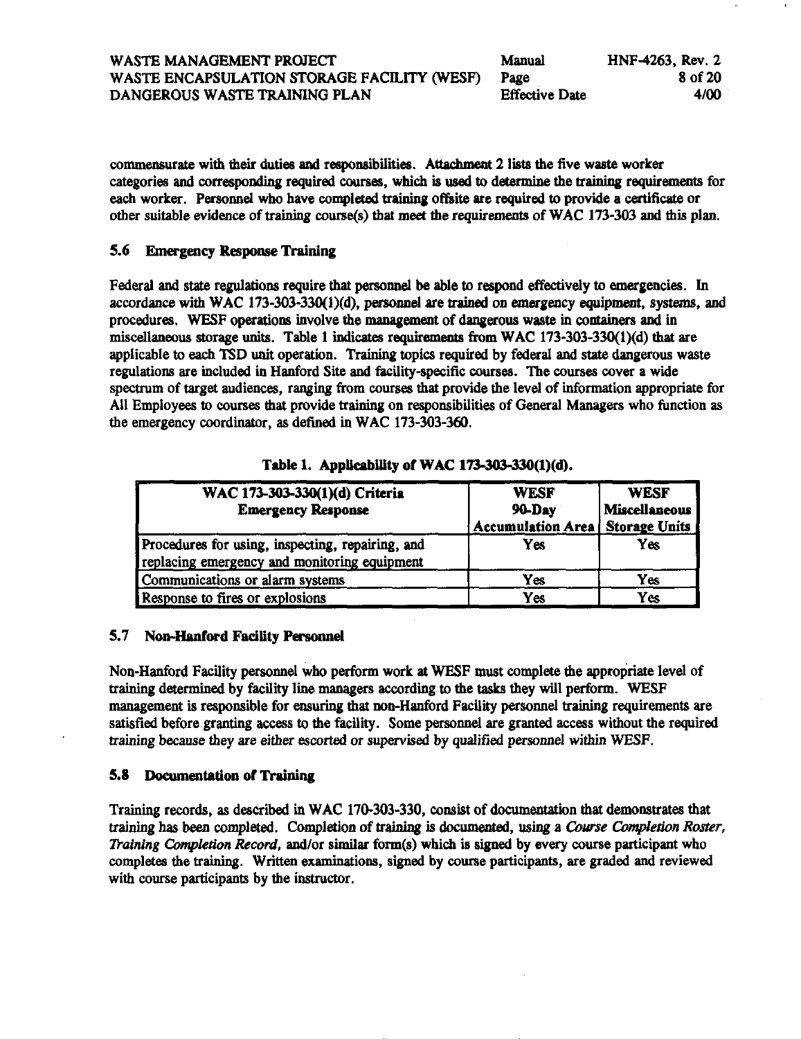commensurate with their duties and responsibilities. Attachment 2 lists the five waste worker categories and corresponding required courses, which is used to determine the training requirements for each worker. Personnel who have completed training offsite are required to provide a certificate or other suitable evidence of training course(s) that meet the requirements of WAC 173-303 and this plan.

### 5.6 Emergency Response Training

Federal and state regulations require that personnel be able to respond effectively to emergencies. In accordance with WAC 173-303-330(1)(d), personnel are trained on emergency equipment, systems, and procedures. WESF operations involve the management of dangerous waste in containers and in miscellaneous storage units. Table 1 indicates requirements from WAC 173-303-330(1)(d) that are applicable to each TSD unit operation. Training topics required by federal and state dangerous waste regulations are included in Hanford Site and facility-specific courses. The courses cover a wide spectrum of target audiences, ranging from courses that provide the level of information appropriate for All Employees to courses that provide training on responsibilities of General Managers who function as the emergency coordinator, as defined in WAC 173-303-360.

**Table 1. Applicability of WAC 173-303-330(1)(d).**

| WAC 173-303-330(1)(d) Criteria Emergency Response | WESF 90-Day Accumulation Area | WESF Miscellaneous Storage Units |
|---|---|---|
| Procedures for using, inspecting, repairing, and replacing emergency and monitoring equipment | Yes | Yes |
| Communications or alarm systems | Yes | Yes |
| Response to fires or explosions | Yes | Yes |

### 5.7 Non-Hanford Facility Personnel

Non-Hanford Facility personnel who perform work at WESF must complete the appropriate level of training determined by facility line managers according to the tasks they will perform. WESF management is responsible for ensuring that non-Hanford Facility personnel training requirements are satisfied before granting access to the facility. Some personnel are granted access without the required training because they are either escorted or supervised by qualified personnel within WESF.

### 5.8 Documentation of Training

Training records, as described in WAC 170-303-330, consist of documentation that demonstrates that training has been completed. Completion of training is documented, using a *Course Completion Roster*, *Training Completion Record*, and/or similar form(s) which is signed by every course participant who completes the training. Written examinations, signed by course participants, are graded and reviewed with course participants by the instructor.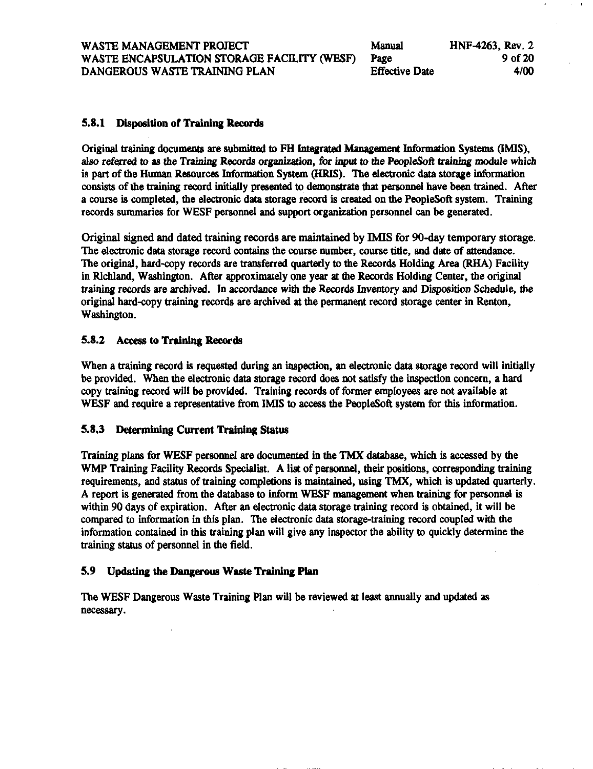### 5.8.1 Disposition of Training Records

Original training documents are submitted to FH Integrated Management Information Systems (IMIS), *also referred to as the Training Records organization, for input to the PeopleSoft training module which* is part of the Human Resources Information System (HRIS). The electronic data storage information consists of the training record initially presented to demonstrate that personnel have been trained. After a course is completed, the electronic data storage record is created on the PeopleSoft system. Training records summaries for WESF personnel and support organization personnel can be generated.

Original signed and dated training records are maintained by IMIS for 90-day temporary storage. The electronic data storage record contains the course number, course title, and date of attendance. The original, hard-copy records are transferred quarterly to the Records Holding Area (RHA) Facility in Richland, Washington. After approximately one year at the Records Holding Center, the original training records are archived. In accordance with the Records Inventory and Disposition Schedule, the original hard-copy training records are archived at the permanent record storage center in Renton, Washington.

### 5.8.2 Access to Training Records

When a training record is requested during an inspection, an electronic data storage record will initially be provided. When the electronic data storage record does not satisfy the inspection concern, a hard copy training record will be provided. Training records of former employees are not available at WESF and require a representative from IMIS to access the PeopleSoft system for this information.

### 5.8.3 Determining Current Training Status

Training plans for WESF personnel are documented in the TMX database, which is accessed by the WMP Training Facility Records Specialist. A list of personnel, their positions, corresponding training requirements, and status of training completions is maintained, using TMX, which is updated quarterly. A report is generated from the database to inform WESF management when training for personnel is within 90 days of expiration. After an electronic data storage training record is obtained, it will be compared to information in this plan. The electronic data storage-training record coupled with the information contained in this training plan will give any inspector the ability to quickly determine the training status of personnel in the field.

## 5.9 Updating the Dangerous Waste Training Plan

The WESF Dangerous Waste Training Plan will be reviewed at least annually and updated as necessary.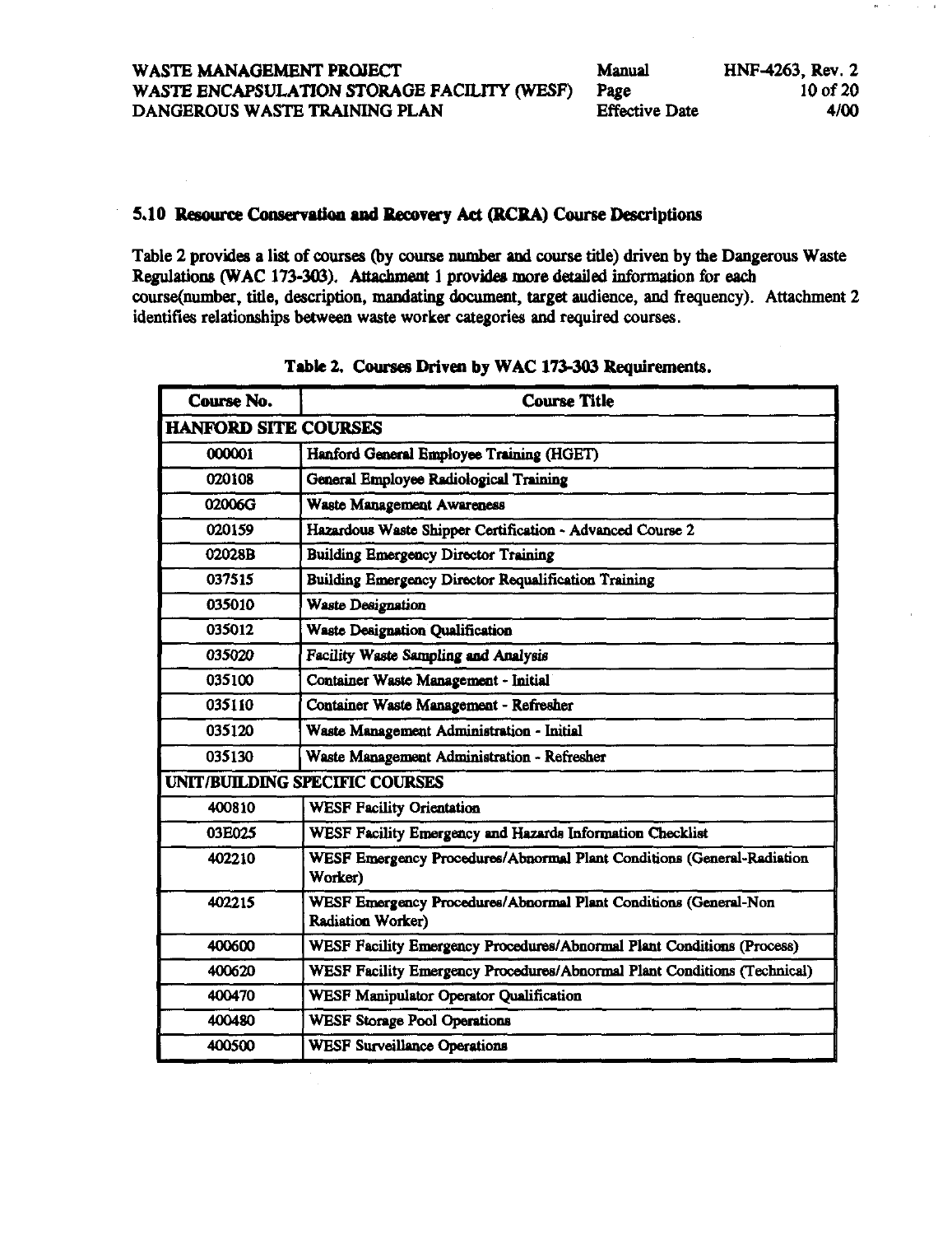## 5.10 Resource Conservation and Recovery Act (RCRA) Course Descriptions

Table 2 provides a list of courses (by course number and course title) driven by the Dangerous Waste Regulations (WAC 173-303). Attachment 1 provides more detailed information for each course(number, title, description, mandating document, target audience, and frequency). Attachment 2 identifies relationships between waste worker categories and required courses.

**Table 2. Courses Driven by WAC 173-303 Requirements.**

| Course No. | Course Title |
|---|---|
| **HANFORD SITE COURSES** | |
| 000001 | Hanford General Employee Training (HGET) |
| 020108 | General Employee Radiological Training |
| 02006G | Waste Management Awareness |
| 020159 | Hazardous Waste Shipper Certification - Advanced Course 2 |
| 02028B | Building Emergency Director Training |
| 037515 | Building Emergency Director Requalification Training |
| 035010 | Waste Designation |
| 035012 | Waste Designation Qualification |
| 035020 | Facility Waste Sampling and Analysis |
| 035100 | Container Waste Management - Initial |
| 035110 | Container Waste Management - Refresher |
| 035120 | Waste Management Administration - Initial |
| 035130 | Waste Management Administration - Refresher |
| **UNIT/BUILDING SPECIFIC COURSES** | |
| 400810 | WESF Facility Orientation |
| 03E025 | WESF Facility Emergency and Hazards Information Checklist |
| 402210 | WESF Emergency Procedures/Abnormal Plant Conditions (General-Radiation Worker) |
| 402215 | WESF Emergency Procedures/Abnormal Plant Conditions (General-Non Radiation Worker) |
| 400600 | WESF Facility Emergency Procedures/Abnormal Plant Conditions (Process) |
| 400620 | WESF Facility Emergency Procedures/Abnormal Plant Conditions (Technical) |
| 400470 | WESF Manipulator Operator Qualification |
| 400480 | WESF Storage Pool Operations |
| 400500 | WESF Surveillance Operations |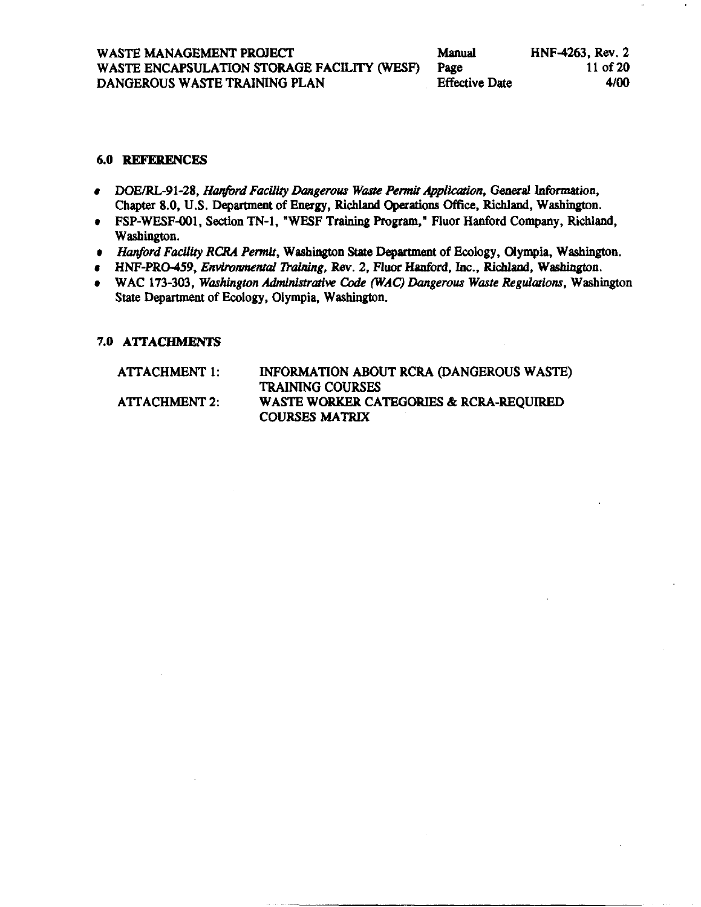## 6.0 REFERENCES

- DOE/RL-91-28, *Hanford Facility Dangerous Waste Permit Application*, General Information, Chapter 8.0, U.S. Department of Energy, Richland Operations Office, Richland, Washington.
- FSP-WESF-001, Section TN-1, "WESF Training Program," Fluor Hanford Company, Richland, Washington.
- *Hanford Facility RCRA Permit*, Washington State Department of Ecology, Olympia, Washington.
- HNF-PRO-459, *Environmental Training*, Rev. 2, Fluor Hanford, Inc., Richland, Washington.
- WAC 173-303, *Washington Administrative Code (WAC) Dangerous Waste Regulations*, Washington State Department of Ecology, Olympia, Washington.

## 7.0 ATTACHMENTS

| | |
|---|---|
| ATTACHMENT 1: | INFORMATION ABOUT RCRA (DANGEROUS WASTE) TRAINING COURSES |
| ATTACHMENT 2: | WASTE WORKER CATEGORIES & RCRA-REQUIRED COURSES MATRIX |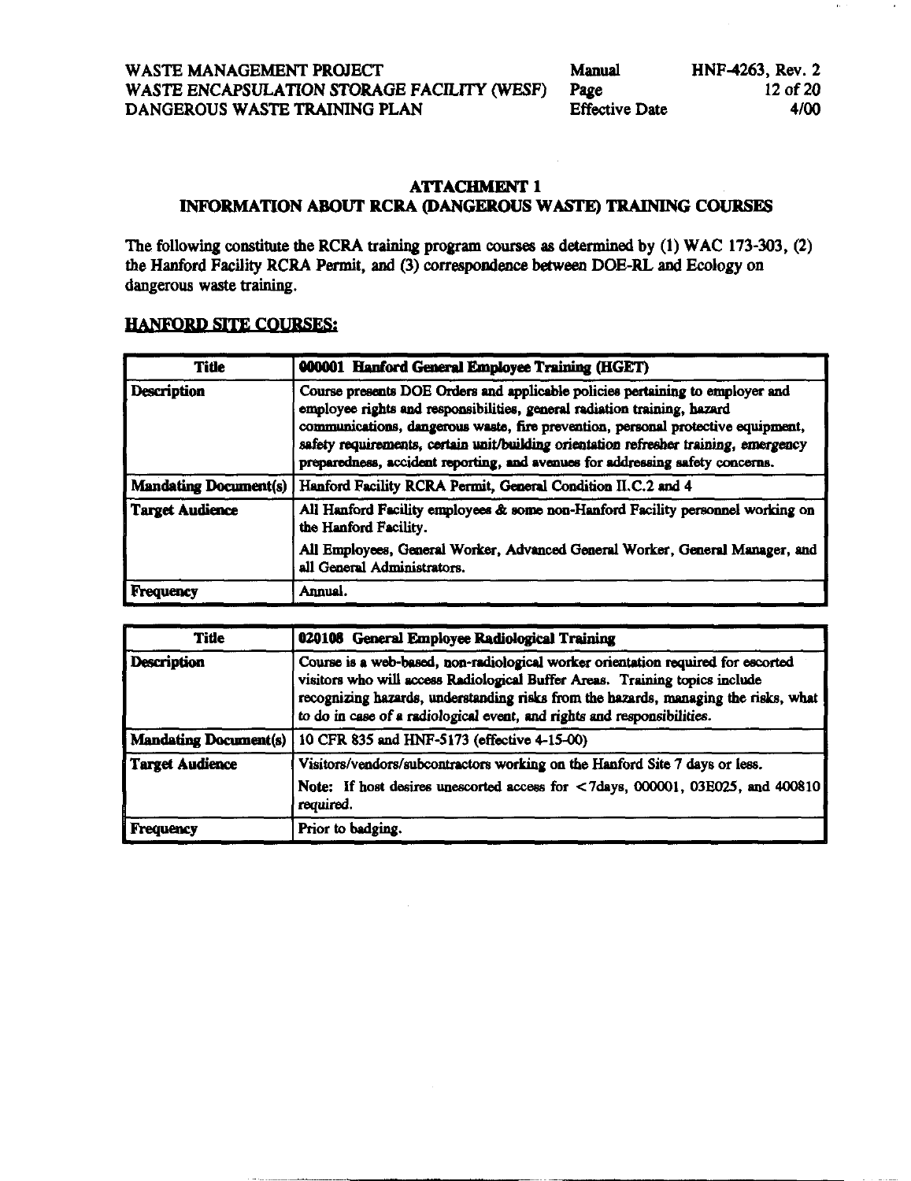## ATTACHMENT 1
## INFORMATION ABOUT RCRA (DANGEROUS WASTE) TRAINING COURSES

The following constitute the RCRA training program courses as determined by (1) WAC 173-303, (2) the Hanford Facility RCRA Permit, and (3) correspondence between DOE-RL and Ecology on dangerous waste training.

### HANFORD SITE COURSES:

| Title | 000001 Hanford General Employee Training (HGET) |
|---|---|
| Description | Course presents DOE Orders and applicable policies pertaining to employer and employee rights and responsibilities, general radiation training, hazard communications, dangerous waste, fire prevention, personal protective equipment, safety requirements, certain unit/building orientation refresher training, emergency preparedness, accident reporting, and avenues for addressing safety concerns. |
| Mandating Document(s) | Hanford Facility RCRA Permit, General Condition II.C.2 and 4 |
| Target Audience | All Hanford Facility employees & some non-Hanford Facility personnel working on the Hanford Facility.<br>All Employees, General Worker, Advanced General Worker, General Manager, and all General Administrators. |
| Frequency | Annual. |

| Title | 020108 General Employee Radiological Training |
|---|---|
| Description | Course is a web-based, non-radiological worker orientation required for escorted visitors who will access Radiological Buffer Areas. Training topics include recognizing hazards, understanding risks from the hazards, managing the risks, what to do in case of a radiological event, and rights and responsibilities. |
| Mandating Document(s) | 10 CFR 835 and HNF-5173 (effective 4-15-00) |
| Target Audience | Visitors/vendors/subcontractors working on the Hanford Site 7 days or less.<br>Note: If host desires unescorted access for <7days, 000001, 03E025, and 400810 required. |
| Frequency | Prior to badging. |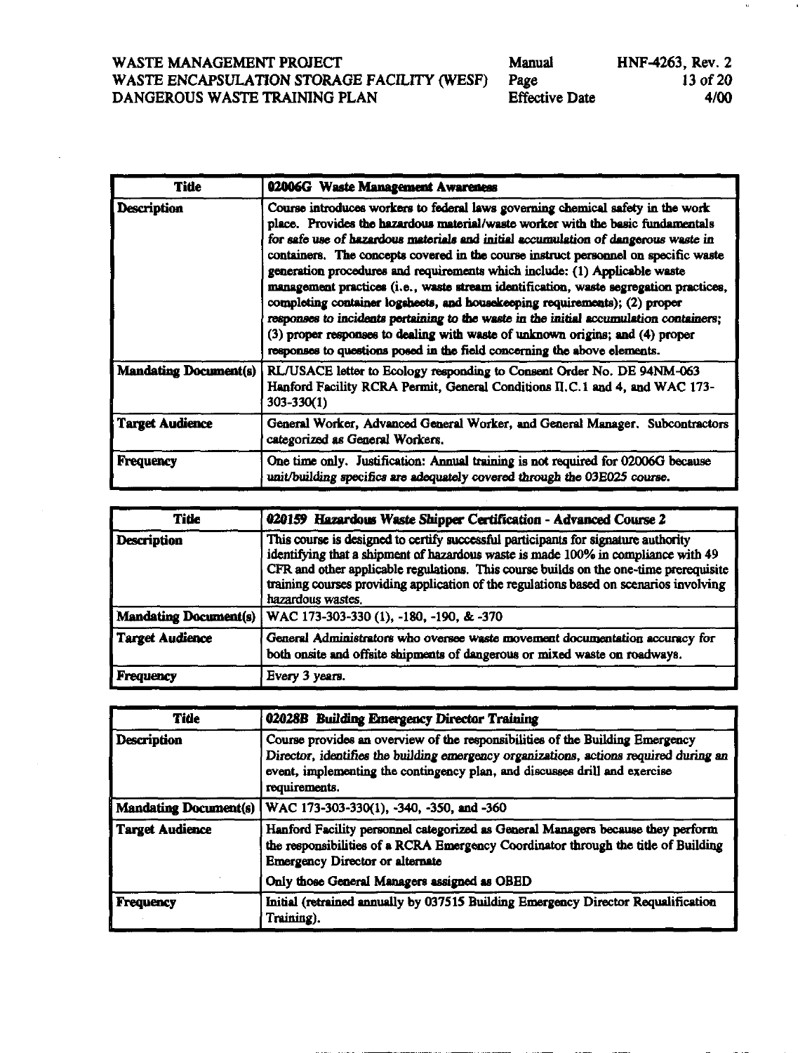| Title | 02006G Waste Management Awareness |
|---|---|
| Description | Course introduces workers to federal laws governing chemical safety in the work place. Provides the hazardous material/waste worker with the basic fundamentals for safe use of hazardous materials and initial accumulation of dangerous waste in containers. The concepts covered in the course instruct personnel on specific waste generation procedures and requirements which include: (1) Applicable waste management practices (i.e., waste stream identification, waste segregation practices, completing container logsheets, and housekeeping requirements); (2) proper responses to incidents pertaining to the waste in the initial accumulation containers; (3) proper responses to dealing with waste of unknown origins; and (4) proper responses to questions posed in the field concerning the above elements. |
| Mandating Document(s) | RL/USACE letter to Ecology responding to Consent Order No. DE 94NM-063 Hanford Facility RCRA Permit, General Conditions II.C.1 and 4, and WAC 173-303-330(1) |
| Target Audience | General Worker, Advanced General Worker, and General Manager. Subcontractors categorized as General Workers. |
| Frequency | One time only. Justification: Annual training is not required for 02006G because unit/building specifics are adequately covered through the 03E025 course. |

| Title | 020159 Hazardous Waste Shipper Certification - Advanced Course 2 |
|---|---|
| Description | This course is designed to certify successful participants for signature authority identifying that a shipment of hazardous waste is made 100% in compliance with 49 CFR and other applicable regulations. This course builds on the one-time prerequisite training courses providing application of the regulations based on scenarios involving hazardous wastes. |
| Mandating Document(s) | WAC 173-303-330 (1), -180, -190, & -370 |
| Target Audience | General Administrators who oversee waste movement documentation accuracy for both onsite and offsite shipments of dangerous or mixed waste on roadways. |
| Frequency | Every 3 years. |

| Title | 02028B Building Emergency Director Training |
|---|---|
| Description | Course provides an overview of the responsibilities of the Building Emergency Director, identifies the building emergency organizations, actions required during an event, implementing the contingency plan, and discusses drill and exercise requirements. |
| Mandating Document(s) | WAC 173-303-330(1), -340, -350, and -360 |
| Target Audience | Hanford Facility personnel categorized as General Managers because they perform the responsibilities of a RCRA Emergency Coordinator through the title of Building Emergency Director or alternate<br><br>Only those General Managers assigned as OBED |
| Frequency | Initial (retrained annually by 037515 Building Emergency Director Requalification Training). |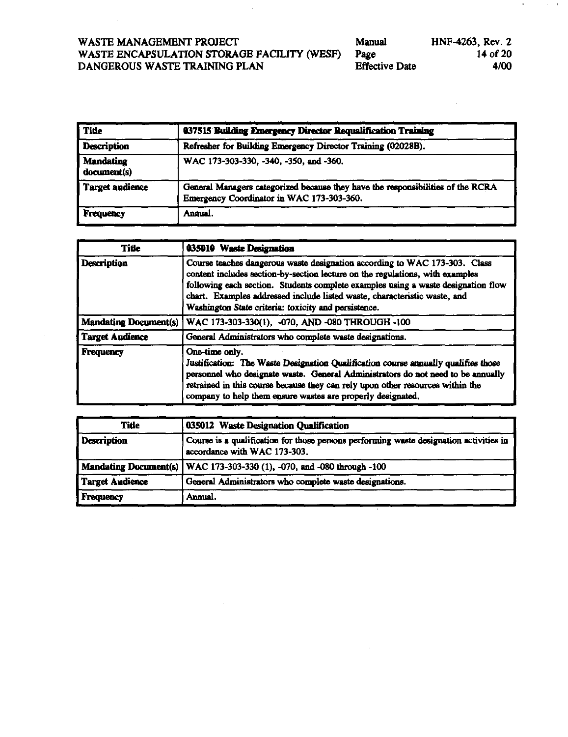| Title | 037515 Building Emergency Director Requalification Training |
|---|---|
| Description | Refresher for Building Emergency Director Training (02028B). |
| Mandating document(s) | WAC 173-303-330, -340, -350, and -360. |
| Target audience | General Managers categorized because they have the responsibilities of the RCRA Emergency Coordinator in WAC 173-303-360. |
| Frequency | Annual. |

| Title | 035010 Waste Designation |
|---|---|
| Description | Course teaches dangerous waste designation according to WAC 173-303. Class content includes section-by-section lecture on the regulations, with examples following each section. Students complete examples using a waste designation flow chart. Examples addressed include listed waste, characteristic waste, and Washington State criteria: toxicity and persistence. |
| Mandating Document(s) | WAC 173-303-330(1), -070, AND -080 THROUGH -100 |
| Target Audience | General Administrators who complete waste designations. |
| Frequency | One-time only. *Justification: The Waste Designation Qualification course annually qualifies those personnel who designate waste. General Administrators do not need to be annually retrained in this course because they can rely upon other resources within the company to help them ensure wastes are properly designated.* |

| Title | 035012 Waste Designation Qualification |
|---|---|
| Description | Course is a qualification for those persons performing waste designation activities in accordance with WAC 173-303. |
| Mandating Document(s) | WAC 173-303-330 (1), -070, and -080 through -100 |
| Target Audience | General Administrators who complete waste designations. |
| Frequency | Annual. |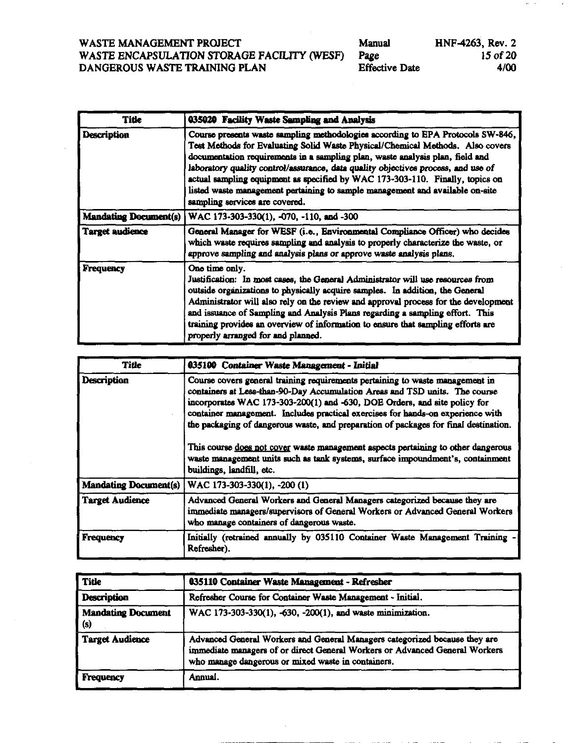| Title | 035020 Facility Waste Sampling and Analysis |
|---|---|
| Description | Course presents waste sampling methodologies according to EPA Protocols SW-846, Test Methods for Evaluating Solid Waste Physical/Chemical Methods. Also covers documentation requirements in a sampling plan, waste analysis plan, field and laboratory quality control/assurance, data quality objectives process, and use of actual sampling equipment as specified by WAC 173-303-110. Finally, topics on listed waste management pertaining to sample management and available on-site sampling services are covered. |
| Mandating Document(s) | WAC 173-303-330(1), -070, -110, and -300 |
| Target audience | General Manager for WESF (i.e., Environmental Compliance Officer) who decides which waste requires sampling and analysis to properly characterize the waste, or approve sampling and analysis plans or approve waste analysis plans. |
| Frequency | One time only.<br>Justification: In most cases, the General Administrator will use resources from outside organizations to physically acquire samples. In addition, the General Administrator will also rely on the review and approval process for the development and issuance of Sampling and Analysis Plans regarding a sampling effort. This training provides an overview of information to ensure that sampling efforts are properly arranged for and planned. |

| Title | 035100 Container Waste Management - Initial |
|---|---|
| Description | Course covers general training requirements pertaining to waste management in containers at Less-than-90-Day Accumulation Areas and TSD units. The course incorporates WAC 173-303-200(1) and -630, DOE Orders, and site policy for container management. Includes practical exercises for hands-on experience with the packaging of dangerous waste, and preparation of packages for final destination.<br><br>This course does not cover waste management aspects pertaining to other dangerous waste management units such as tank systems, surface impoundment's, containment buildings, landfill, etc. |
| Mandating Document(s) | WAC 173-303-330(1), -200 (1) |
| Target Audience | Advanced General Workers and General Managers categorized because they are immediate managers/supervisors of General Workers or Advanced General Workers who manage containers of dangerous waste. |
| Frequency | Initially (retrained annually by 035110 Container Waste Management Training - Refresher). |

| Title | 035110 Container Waste Management - Refresher |
|---|---|
| Description | Refresher Course for Container Waste Management - Initial. |
| Mandating Document (s) | WAC 173-303-330(1), -630, -200(1), and waste minimization. |
| Target Audience | Advanced General Workers and General Managers categorized because they are immediate managers of or direct General Workers or Advanced General Workers who manage dangerous or mixed waste in containers. |
| Frequency | Annual. |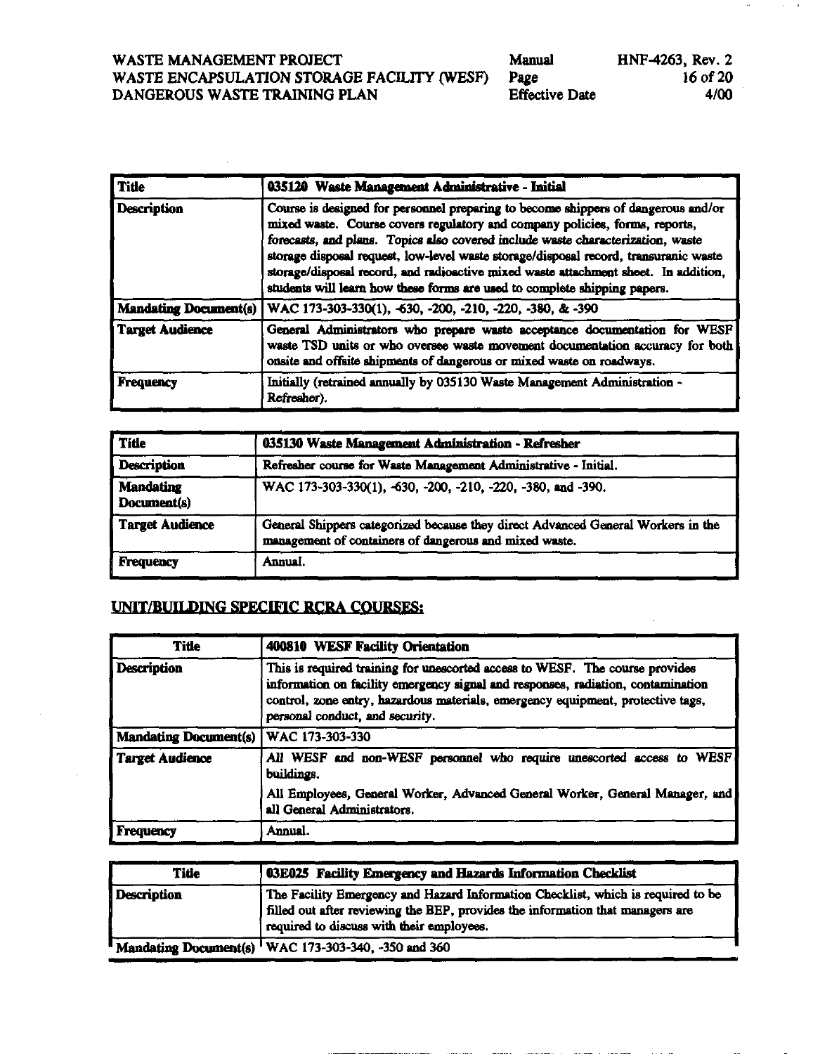| Title | 035120 Waste Management Administrative - Initial |
|---|---|
| Description | Course is designed for personnel preparing to become shippers of dangerous and/or mixed waste. Course covers regulatory and company policies, forms, reports, forecasts, and plans. Topics also covered include waste characterization, waste storage disposal request, low-level waste storage/disposal record, transuranic waste storage/disposal record, and radioactive mixed waste attachment sheet. In addition, students will learn how these forms are used to complete shipping papers. |
| Mandating Document(s) | WAC 173-303-330(1), -630, -200, -210, -220, -380, & -390 |
| Target Audience | General Administrators who prepare waste acceptance documentation for WESF waste TSD units or who oversee waste movement documentation accuracy for both onsite and offsite shipments of dangerous or mixed waste on roadways. |
| Frequency | Initially (retrained annually by 035130 Waste Management Administration - Refresher). |

| Title | 035130 Waste Management Administration - Refresher |
|---|---|
| Description | Refresher course for Waste Management Administrative - Initial. |
| Mandating Document(s) | WAC 173-303-330(1), -630, -200, -210, -220, -380, and -390. |
| Target Audience | General Shippers categorized because they direct Advanced General Workers in the management of containers of dangerous and mixed waste. |
| Frequency | Annual. |

## UNIT/BUILDING SPECIFIC RCRA COURSES:

| Title | 400810 WESF Facility Orientation |
|---|---|
| Description | This is required training for unescorted access to WESF. The course provides information on facility emergency signal and responses, radiation, contamination control, zone entry, hazardous materials, emergency equipment, protective tags, personal conduct, and security. |
| Mandating Document(s) | WAC 173-303-330 |
| Target Audience | All WESF and non-WESF personnel who require unescorted access to WESF buildings. All Employees, General Worker, Advanced General Worker, General Manager, and all General Administrators. |
| Frequency | Annual. |

| Title | 03E025 Facility Emergency and Hazards Information Checklist |
|---|---|
| Description | The Facility Emergency and Hazard Information Checklist, which is required to be filled out after reviewing the BEP, provides the information that managers are required to discuss with their employees. |
| Mandating Document(s) | WAC 173-303-340, -350 and 360 |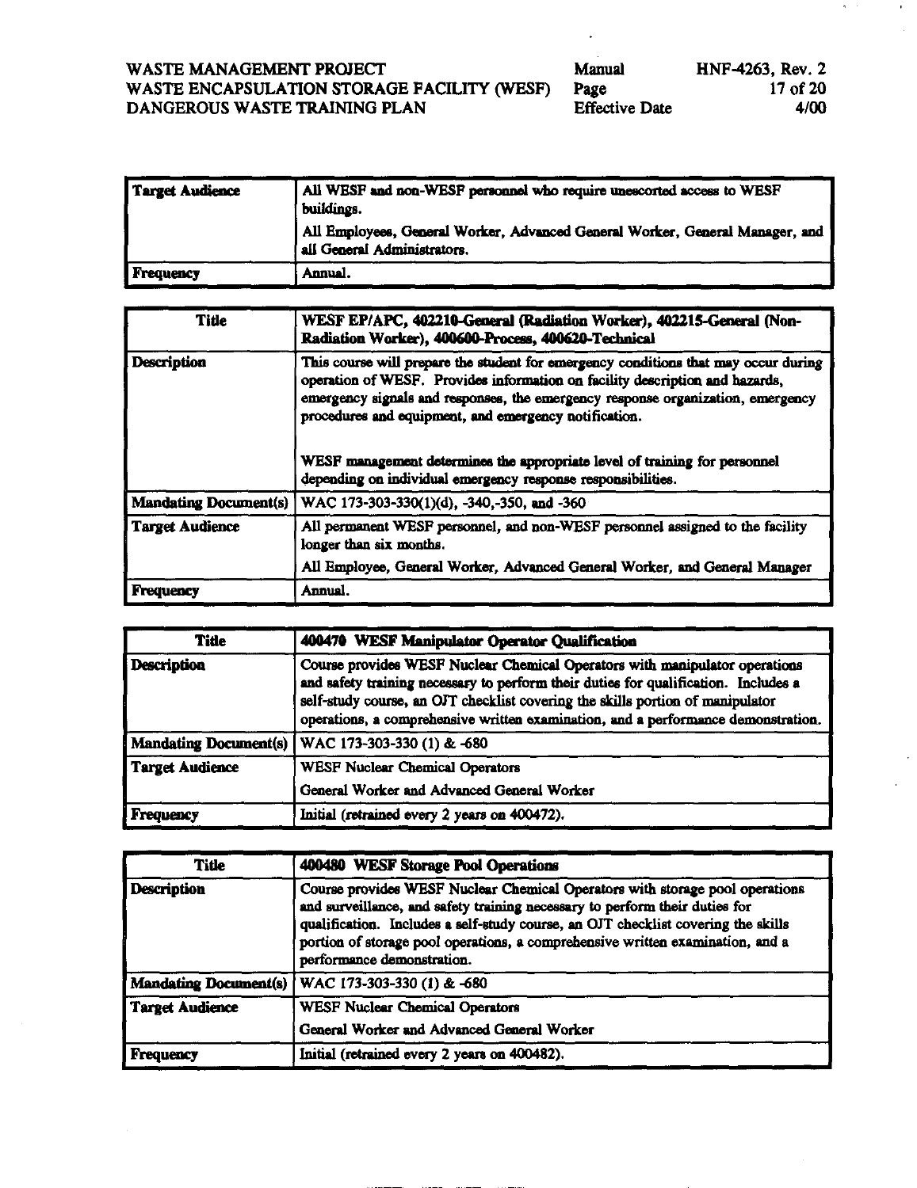| | |
|---|---|
| **Target Audience** | All WESF and non-WESF personnel who require unescorted access to WESF buildings.<br>All Employees, General Worker, Advanced General Worker, General Manager, and all General Administrators. |
| **Frequency** | Annual. |

| **Title** | **WESF EP/APC, 402210-General (Radiation Worker), 402215-General (Non-Radiation Worker), 400600-Process, 400620-Technical** |
|---|---|
| **Description** | This course will prepare the student for emergency conditions that may occur during operation of WESF. Provides information on facility description and hazards, emergency signals and responses, the emergency response organization, emergency procedures and equipment, and emergency notification.<br><br>WESF management determines the appropriate level of training for personnel depending on individual emergency response responsibilities. |
| **Mandating Document(s)** | WAC 173-303-330(1)(d), -340,-350, and -360 |
| **Target Audience** | All permanent WESF personnel, and non-WESF personnel assigned to the facility longer than six months.<br>All Employee, General Worker, Advanced General Worker, and General Manager |
| **Frequency** | Annual. |

| **Title** | **400470 WESF Manipulator Operator Qualification** |
|---|---|
| **Description** | Course provides WESF Nuclear Chemical Operators with manipulator operations and safety training necessary to perform their duties for qualification. Includes a self-study course, an OJT checklist covering the skills portion of manipulator operations, a comprehensive written examination, and a performance demonstration. |
| **Mandating Document(s)** | WAC 173-303-330 (1) & -680 |
| **Target Audience** | WESF Nuclear Chemical Operators<br>General Worker and Advanced General Worker |
| **Frequency** | Initial (retrained every 2 years on 400472). |

| **Title** | **400480 WESF Storage Pool Operations** |
|---|---|
| **Description** | Course provides WESF Nuclear Chemical Operators with storage pool operations and surveillance, and safety training necessary to perform their duties for qualification. Includes a self-study course, an OJT checklist covering the skills portion of storage pool operations, a comprehensive written examination, and a performance demonstration. |
| **Mandating Document(s)** | WAC 173-303-330 (1) & -680 |
| **Target Audience** | WESF Nuclear Chemical Operators<br>General Worker and Advanced General Worker |
| **Frequency** | Initial (retrained every 2 years on 400482). |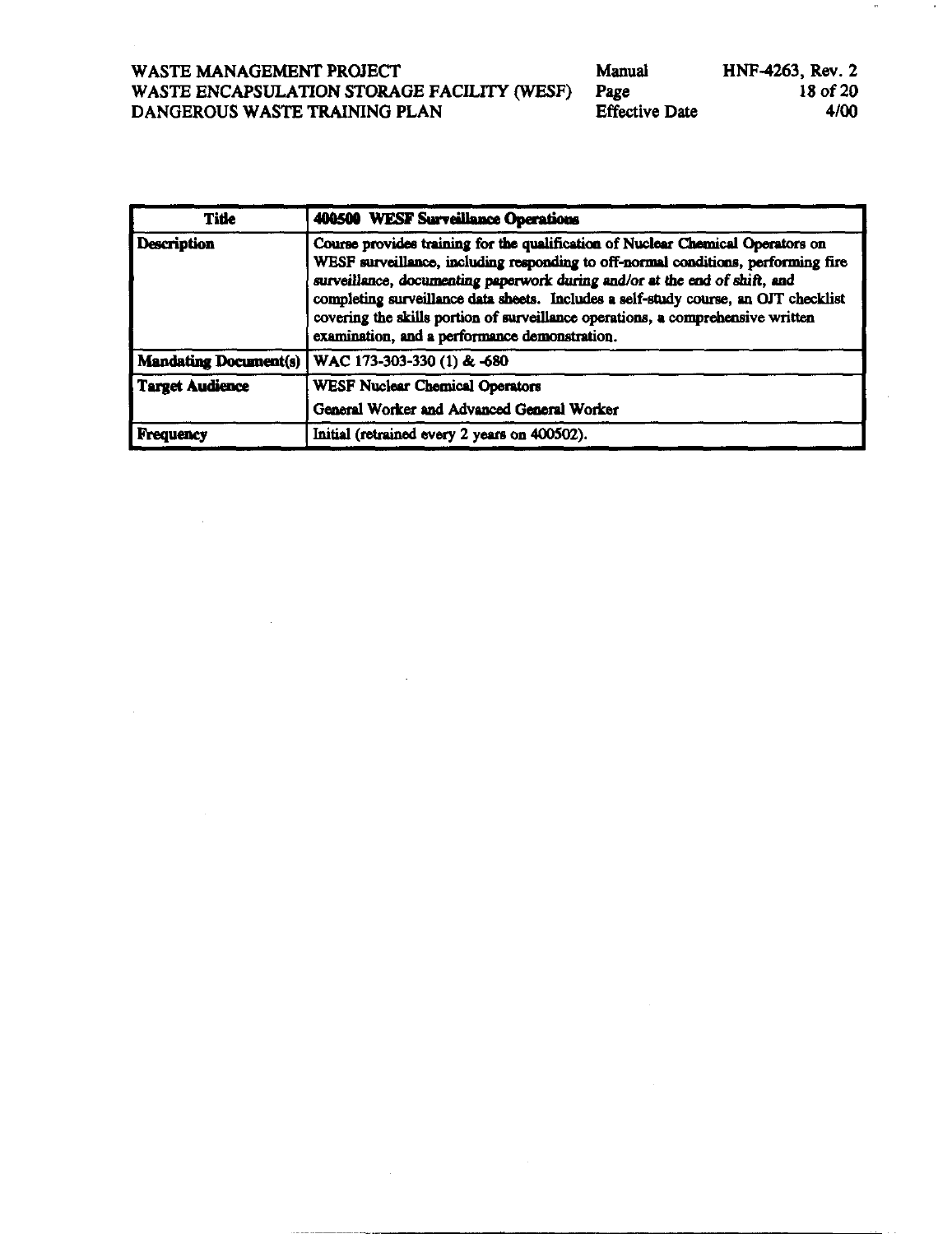| Title | 400500 WESF Surveillance Operations |
|---|---|
| Description | Course provides training for the qualification of Nuclear Chemical Operators on WESF surveillance, including responding to off-normal conditions, performing fire surveillance, documenting paperwork during and/or at the end of shift, and completing surveillance data sheets. Includes a self-study course, an OJT checklist covering the skills portion of surveillance operations, a comprehensive written examination, and a performance demonstration. |
| Mandating Document(s) | WAC 173-303-330 (1) & -680 |
| Target Audience | WESF Nuclear Chemical Operators<br>General Worker and Advanced General Worker |
| Frequency | Initial (retrained every 2 years on 400502). |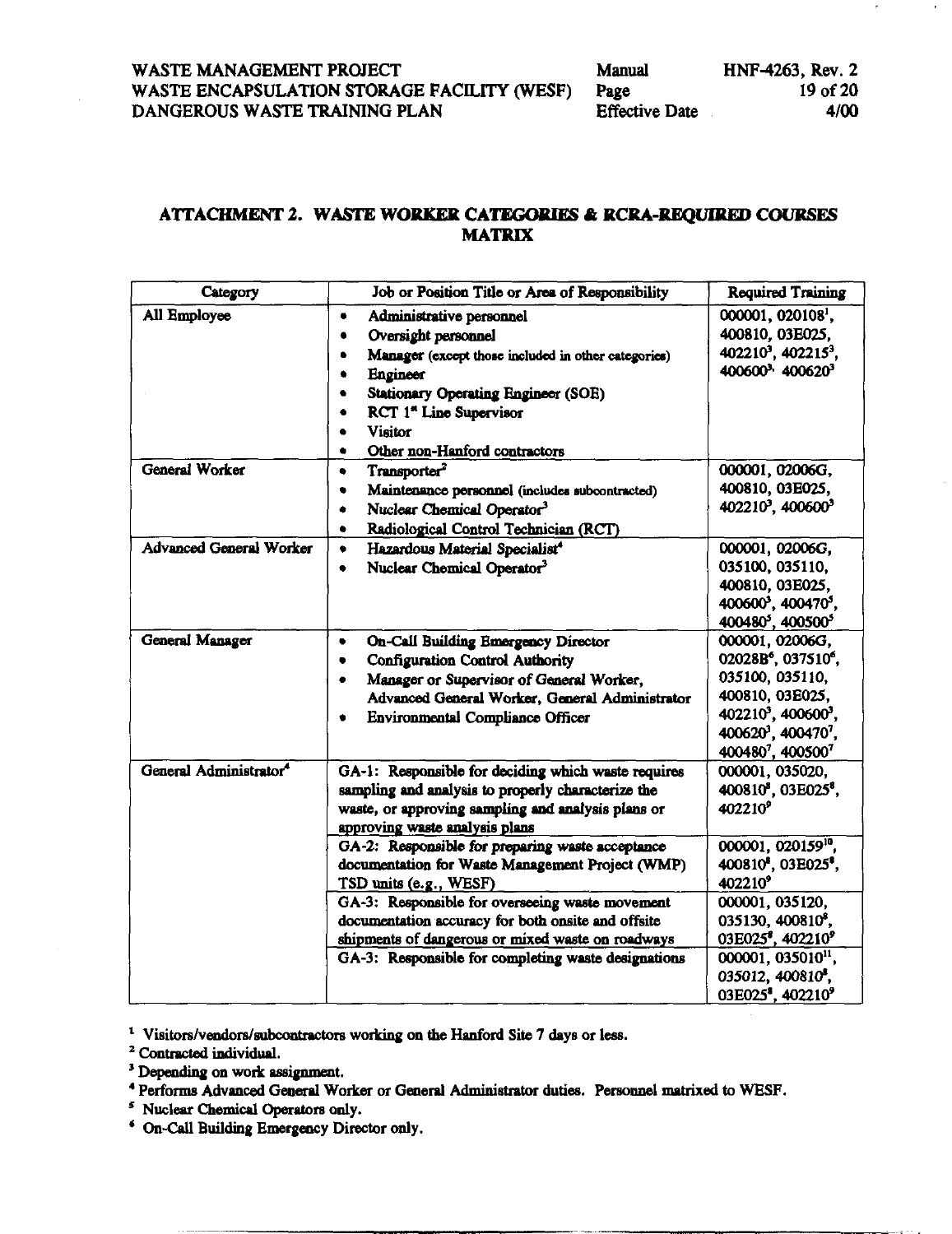## ATTACHMENT 2. WASTE WORKER CATEGORIES & RCRA-REQUIRED COURSES MATRIX

| Category | Job or Position Title or Area of Responsibility | Required Training |
|---|---|---|
| All Employee | • Administrative personnel<br>• Oversight personnel<br>• Manager (except those included in other categories)<br>• Engineer<br>• Stationary Operating Engineer (SOE)<br>• RCT 1st Line Supervisor<br>• Visitor<br>• Other non-Hanford contractors | 000001, 020108[1], 400810, 03E025, 402210[3], 402215[3], 400600[3], 400620[3] |
| General Worker | • Transporter[2]<br>• Maintenance personnel (includes subcontracted)<br>• Nuclear Chemical Operator[3]<br>• Radiological Control Technician (RCT) | 000001, 02006G, 400810, 03E025, 402210[3], 400600[3] |
| Advanced General Worker | • Hazardous Material Specialist[4]<br>• Nuclear Chemical Operator[3] | 000001, 02006G, 035100, 035110, 400810, 03E025, 400600[5], 400470[5], 400480[5], 400500[5] |
| General Manager | • On-Call Building Emergency Director<br>• Configuration Control Authority<br>• Manager or Supervisor of General Worker, Advanced General Worker, General Administrator<br>• Environmental Compliance Officer | 000001, 02006G, 02028B[6], 037510[6], 035100, 035110, 400810, 03E025, 402210[3], 400600[3], 400620[3], 400470[7], 400480[7], 400500[7] |
| General Administrator[4] | GA-1: Responsible for deciding which waste requires sampling and analysis to properly characterize the waste, or approving sampling and analysis plans or approving waste analysis plans | 000001, 035020, 400810[8], 03E025[8], 402210[9] |
| | GA-2: Responsible for preparing waste acceptance documentation for Waste Management Project (WMP) TSD units (e.g., WESF) | 000001, 020159[10], 400810[8], 03E025[8], 402210[9] |
| | GA-3: Responsible for overseeing waste movement documentation accuracy for both onsite and offsite shipments of dangerous or mixed waste on roadways | 000001, 035120, 035130, 400810[8], 03E025[8], 402210[9] |
| | GA-3: Responsible for completing waste designations | 000001, 035010[11], 035012, 400810[8], 03E025[8], 402210[9] |

[1] Visitors/vendors/subcontractors working on the Hanford Site 7 days or less.

[2] Contracted individual.

[3] Depending on work assignment.

[4] Performs Advanced General Worker or General Administrator duties. Personnel matrixed to WESF.

[5] Nuclear Chemical Operators only.

[6] On-Call Building Emergency Director only.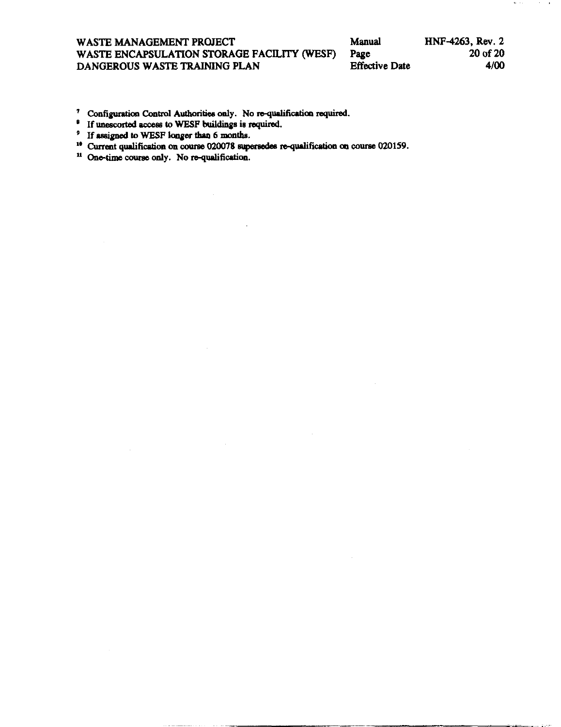[7] Configuration Control Authorities only. No re-qualification required.

[8] If unescorted access to WESF buildings is required.

[9] If assigned to WESF longer than 6 months.

[10] Current qualification on course 020078 supersedes re-qualification on course 020159.

[11] One-time course only. No re-qualification.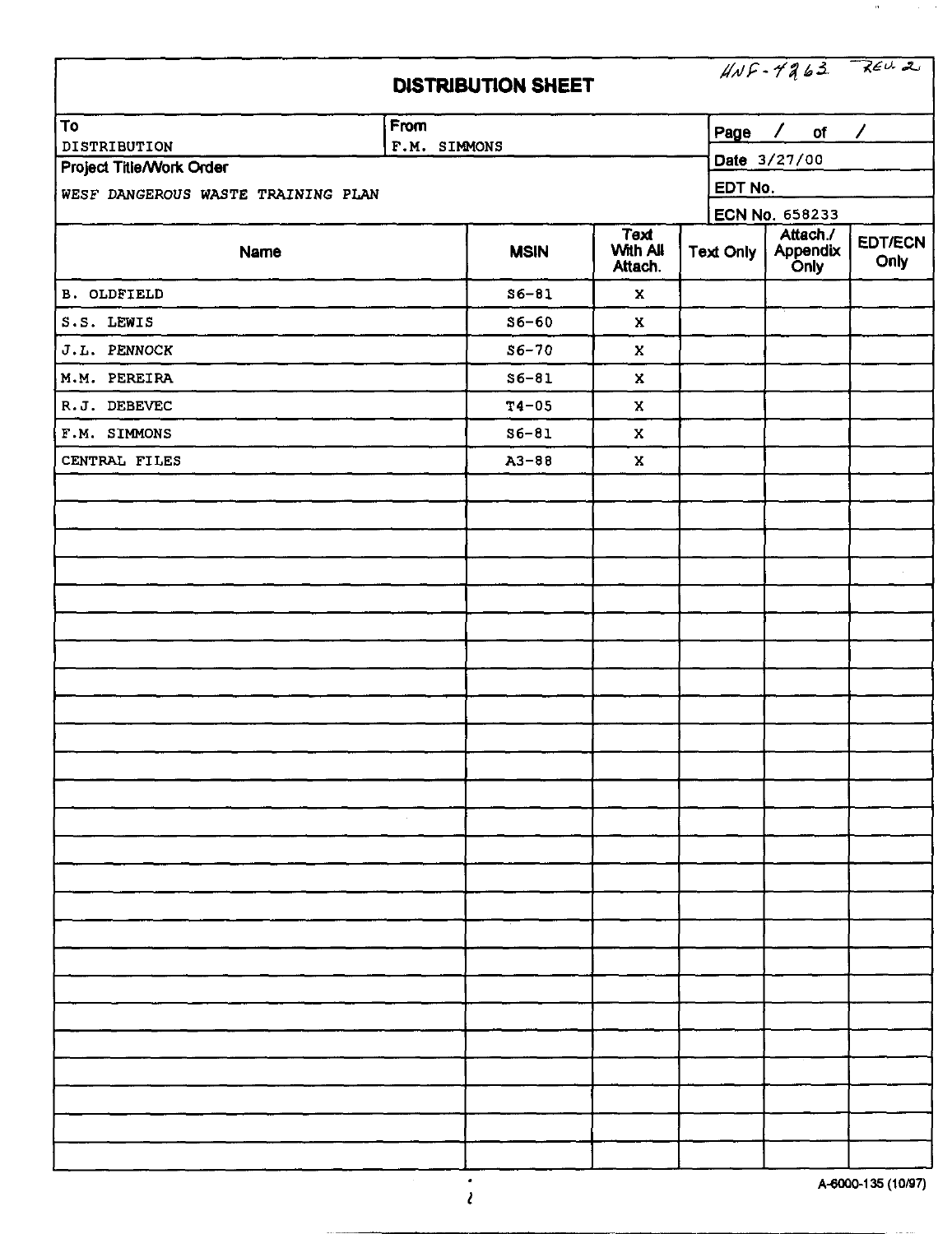HNF-4263 REV 2

# DISTRIBUTION SHEET

| | | |
|---|---|---|
| To<br>DISTRIBUTION | From<br>F.M. SIMMONS | Page 1 of 1 |
| | | Date 3/27/00 |
| Project Title/Work Order<br>WESF DANGEROUS WASTE TRAINING PLAN | | EDT No. |
| | | ECN No. 658233 |

| Name | MSIN | Text With All Attach. | Text Only | Attach./ Appendix Only | EDT/ECN Only |
|---|---|---|---|---|---|
| B. OLDFIELD | S6-81 | X | | | |
| S.S. LEWIS | S6-60 | X | | | |
| J.L. PENNOCK | S6-70 | X | | | |
| M.M. PEREIRA | S6-81 | X | | | |
| R.J. DEBEVEC | T4-05 | X | | | |
| F.M. SIMMONS | S6-81 | X | | | |
| CENTRAL FILES | A3-88 | X | | | |

A-6000-135 (10/97)